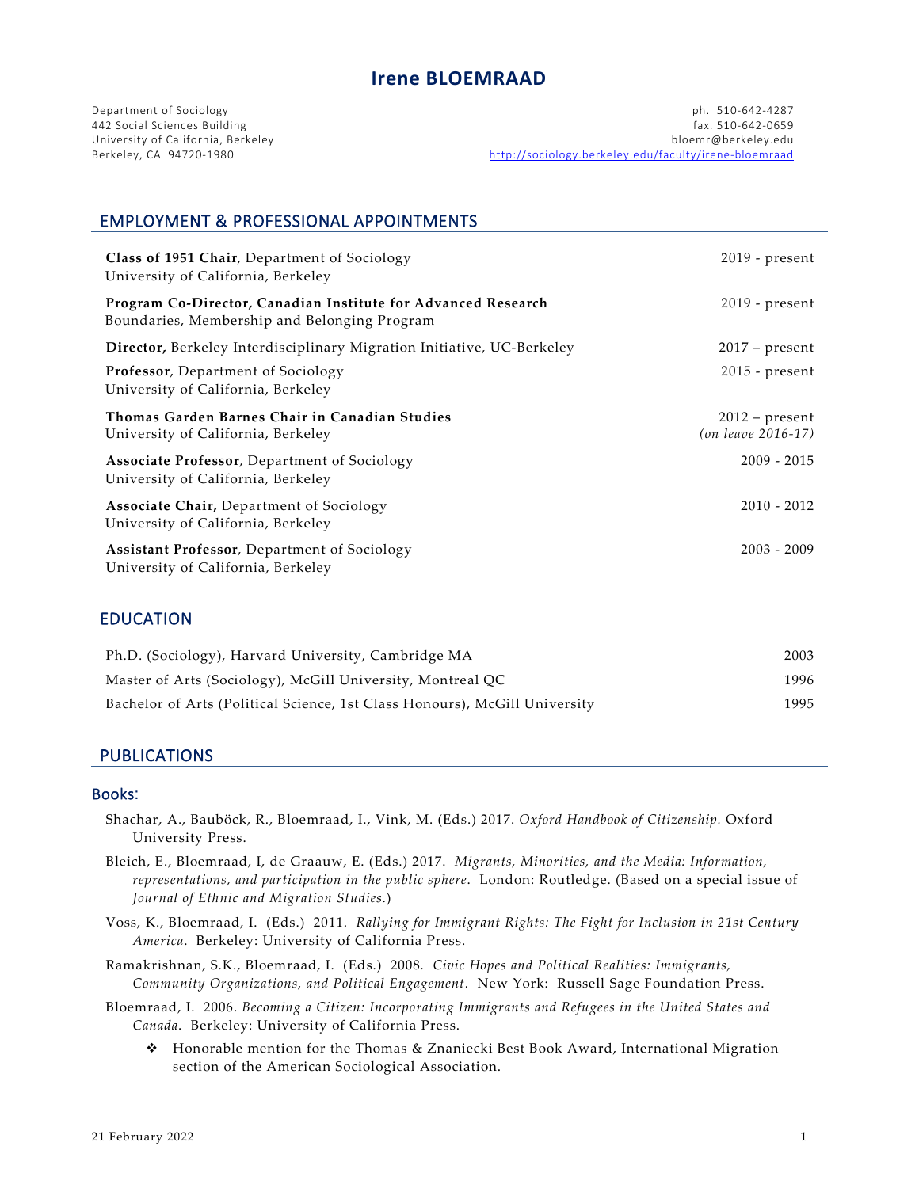# Irene BLOEMRAAD

Department of Sociology
442 Social Sciences Building
University of California, Berkeley
Berkeley, CA 94720-1980

ph. 510-642-4287
fax. 510-642-0659
bloemr@berkeley.edu
http://sociology.berkeley.edu/faculty/irene-bloemraad

## EMPLOYMENT & PROFESSIONAL APPOINTMENTS

| | |
|---|---|
| **Class of 1951 Chair**, Department of Sociology<br>University of California, Berkeley | 2019 - present |
| **Program Co-Director, Canadian Institute for Advanced Research**<br>Boundaries, Membership and Belonging Program | 2019 - present |
| **Director,** Berkeley Interdisciplinary Migration Initiative, UC-Berkeley | 2017 – present |
| **Professor**, Department of Sociology<br>University of California, Berkeley | 2015 - present |
| **Thomas Garden Barnes Chair in Canadian Studies**<br>University of California, Berkeley | 2012 – present<br>*(on leave 2016-17)* |
| **Associate Professor**, Department of Sociology<br>University of California, Berkeley | 2009 - 2015 |
| **Associate Chair,** Department of Sociology<br>University of California, Berkeley | 2010 - 2012 |
| **Assistant Professor**, Department of Sociology<br>University of California, Berkeley | 2003 - 2009 |

## EDUCATION

| | |
|---|---|
| Ph.D. (Sociology), Harvard University, Cambridge MA | 2003 |
| Master of Arts (Sociology), McGill University, Montreal QC | 1996 |
| Bachelor of Arts (Political Science, 1st Class Honours), McGill University | 1995 |

## PUBLICATIONS

### Books:

Shachar, A., Bauböck, R., Bloemraad, I., Vink, M. (Eds.) 2017. *Oxford Handbook of Citizenship.* Oxford University Press.

Bleich, E., Bloemraad, I, de Graauw, E. (Eds.) 2017. *Migrants, Minorities, and the Media: Information, representations, and participation in the public sphere*. London: Routledge. (Based on a special issue of *Journal of Ethnic and Migration Studies.*)

Voss, K., Bloemraad, I. (Eds.) 2011. *Rallying for Immigrant Rights: The Fight for Inclusion in 21st Century America*. Berkeley: University of California Press.

Ramakrishnan, S.K., Bloemraad, I. (Eds.) 2008. *Civic Hopes and Political Realities: Immigrants, Community Organizations, and Political Engagement*. New York: Russell Sage Foundation Press.

Bloemraad, I. 2006. *Becoming a Citizen: Incorporating Immigrants and Refugees in the United States and Canada*. Berkeley: University of California Press.

- Honorable mention for the Thomas & Znaniecki Best Book Award, International Migration section of the American Sociological Association.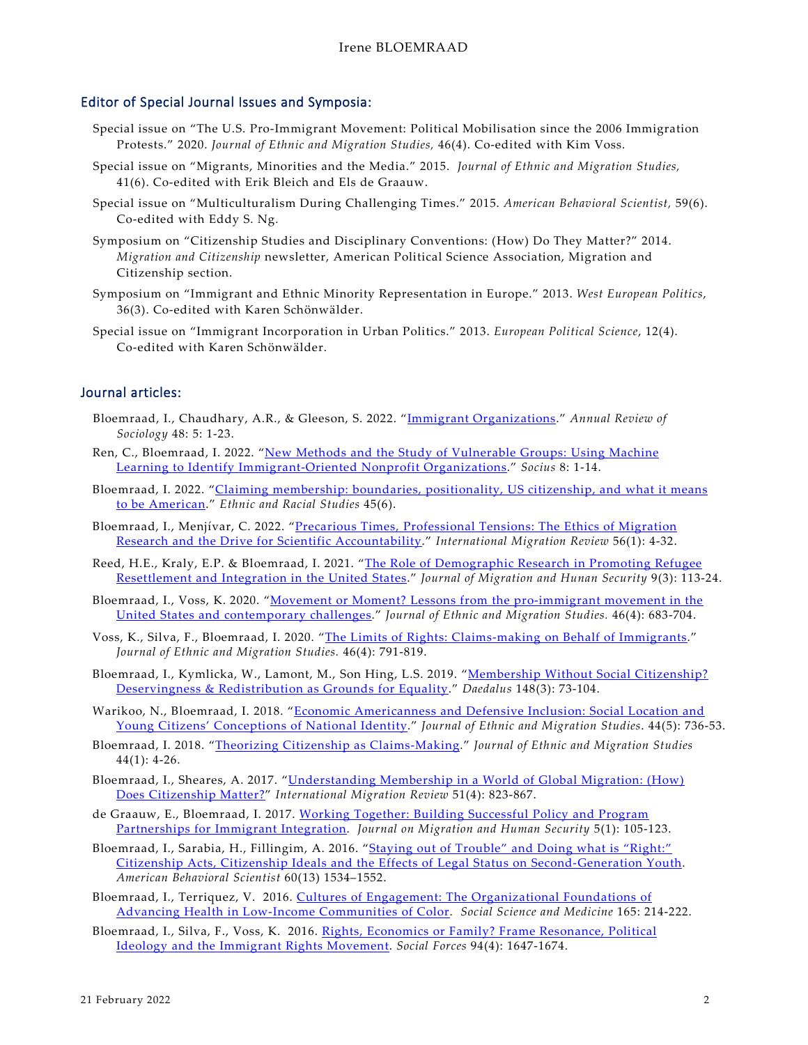## Editor of Special Journal Issues and Symposia:

Special issue on "The U.S. Pro-Immigrant Movement: Political Mobilisation since the 2006 Immigration Protests." 2020. *Journal of Ethnic and Migration Studies,* 46(4). Co-edited with Kim Voss.

Special issue on "Migrants, Minorities and the Media." 2015. *Journal of Ethnic and Migration Studies,* 41(6). Co-edited with Erik Bleich and Els de Graauw.

Special issue on "Multiculturalism During Challenging Times." 2015. *American Behavioral Scientist,* 59(6). Co-edited with Eddy S. Ng.

Symposium on "Citizenship Studies and Disciplinary Conventions: (How) Do They Matter?" 2014. *Migration and Citizenship* newsletter, American Political Science Association, Migration and Citizenship section.

Symposium on "Immigrant and Ethnic Minority Representation in Europe." 2013. *West European Politics*, 36(3). Co-edited with Karen Schönwälder.

Special issue on "Immigrant Incorporation in Urban Politics." 2013. *European Political Science*, 12(4). Co-edited with Karen Schönwälder.

## Journal articles:

Bloemraad, I., Chaudhary, A.R., & Gleeson, S. 2022. "Immigrant Organizations." *Annual Review of Sociology* 48: 5: 1-23.

Ren, C., Bloemraad, I. 2022. "New Methods and the Study of Vulnerable Groups: Using Machine Learning to Identify Immigrant-Oriented Nonprofit Organizations." *Socius* 8: 1-14.

Bloemraad, I. 2022. "Claiming membership: boundaries, positionality, US citizenship, and what it means to be American." *Ethnic and Racial Studies* 45(6).

Bloemraad, I., Menjívar, C. 2022. "Precarious Times, Professional Tensions: The Ethics of Migration Research and the Drive for Scientific Accountability." *International Migration Review* 56(1): 4-32.

Reed, H.E., Kraly, E.P. & Bloemraad, I. 2021. "The Role of Demographic Research in Promoting Refugee Resettlement and Integration in the United States." *Journal of Migration and Hunan Security* 9(3): 113-24.

Bloemraad, I., Voss, K. 2020. "Movement or Moment? Lessons from the pro-immigrant movement in the United States and contemporary challenges." *Journal of Ethnic and Migration Studies.* 46(4): 683-704.

Voss, K., Silva, F., Bloemraad, I. 2020. "The Limits of Rights: Claims-making on Behalf of Immigrants." *Journal of Ethnic and Migration Studies.* 46(4): 791-819.

Bloemraad, I., Kymlicka, W., Lamont, M., Son Hing, L.S. 2019. "Membership Without Social Citizenship? Deservingness & Redistribution as Grounds for Equality." *Daedalus* 148(3): 73-104.

Warikoo, N., Bloemraad, I. 2018. "Economic Americanness and Defensive Inclusion: Social Location and Young Citizens' Conceptions of National Identity." *Journal of Ethnic and Migration Studies*. 44(5): 736-53.

Bloemraad, I. 2018. "Theorizing Citizenship as Claims-Making." *Journal of Ethnic and Migration Studies* 44(1): 4-26.

Bloemraad, I., Sheares, A. 2017. "Understanding Membership in a World of Global Migration: (How) Does Citizenship Matter?" *International Migration Review* 51(4): 823-867.

de Graauw, E., Bloemraad, I. 2017. Working Together: Building Successful Policy and Program Partnerships for Immigrant Integration. *Journal on Migration and Human Security* 5(1): 105-123.

Bloemraad, I., Sarabia, H., Fillingim, A. 2016. "Staying out of Trouble" and Doing what is "Right:" Citizenship Acts, Citizenship Ideals and the Effects of Legal Status on Second-Generation Youth. *American Behavioral Scientist* 60(13) 1534–1552.

Bloemraad, I., Terriquez, V. 2016. Cultures of Engagement: The Organizational Foundations of Advancing Health in Low-Income Communities of Color. *Social Science and Medicine* 165: 214-222.

Bloemraad, I., Silva, F., Voss, K. 2016. Rights, Economics or Family? Frame Resonance, Political Ideology and the Immigrant Rights Movement. *Social Forces* 94(4): 1647-1674.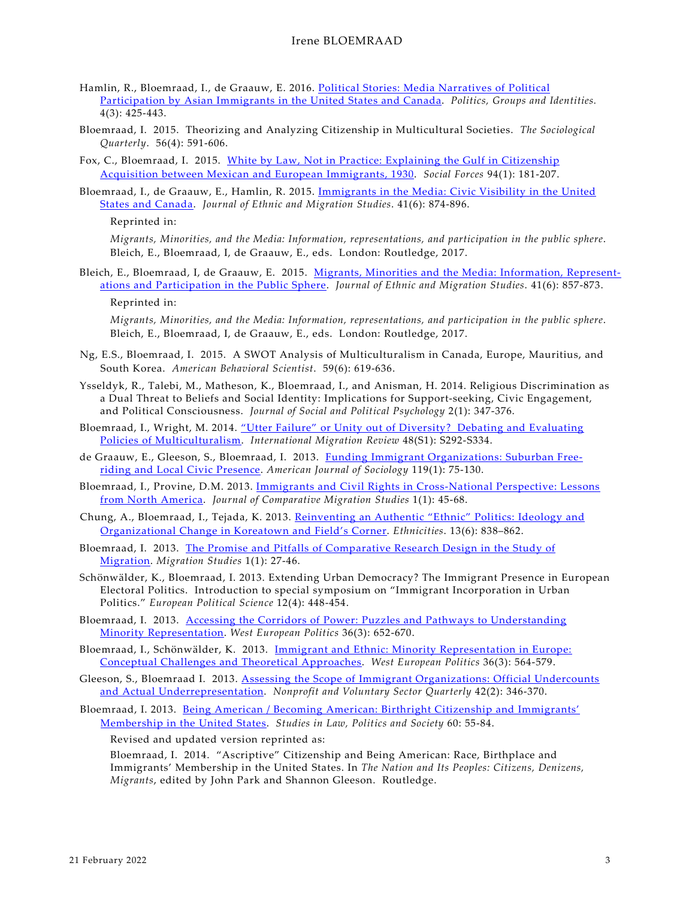Hamlin, R., Bloemraad, I., de Graauw, E. 2016. [Political Stories: Media Narratives of Political Participation by Asian Immigrants in the United States and Canada](). *Politics, Groups and Identities.* 4(3): 425-443.

Bloemraad, I. 2015. Theorizing and Analyzing Citizenship in Multicultural Societies. *The Sociological Quarterly*. 56(4): 591-606.

Fox, C., Bloemraad, I. 2015. [White by Law, Not in Practice: Explaining the Gulf in Citizenship Acquisition between Mexican and European Immigrants, 1930](). *Social Forces* 94(1): 181-207.

Bloemraad, I., de Graauw, E., Hamlin, R. 2015. [Immigrants in the Media: Civic Visibility in the United States and Canada](). *Journal of Ethnic and Migration Studies*. 41(6): 874-896.

Reprinted in:

*Migrants, Minorities, and the Media: Information, representations, and participation in the public sphere*. Bleich, E., Bloemraad, I, de Graauw, E., eds. London: Routledge, 2017.

Bleich, E., Bloemraad, I, de Graauw, E. 2015. [Migrants, Minorities and the Media: Information, Representations and Participation in the Public Sphere](). *Journal of Ethnic and Migration Studies*. 41(6): 857-873.

Reprinted in:

*Migrants, Minorities, and the Media: Information, representations, and participation in the public sphere*. Bleich, E., Bloemraad, I, de Graauw, E., eds. London: Routledge, 2017.

Ng, E.S., Bloemraad, I. 2015. A SWOT Analysis of Multiculturalism in Canada, Europe, Mauritius, and South Korea. *American Behavioral Scientist*. 59(6): 619-636.

Ysseldyk, R., Talebi, M., Matheson, K., Bloemraad, I., and Anisman, H. 2014. Religious Discrimination as a Dual Threat to Beliefs and Social Identity: Implications for Support-seeking, Civic Engagement, and Political Consciousness. *Journal of Social and Political Psychology* 2(1): 347-376.

Bloemraad, I., Wright, M. 2014. ["Utter Failure" or Unity out of Diversity? Debating and Evaluating Policies of Multiculturalism](). *International Migration Review* 48(S1): S292-S334.

de Graauw, E., Gleeson, S., Bloemraad, I. 2013. [Funding Immigrant Organizations: Suburban Free-riding and Local Civic Presence](). *American Journal of Sociology* 119(1): 75-130.

Bloemraad, I., Provine, D.M. 2013. [Immigrants and Civil Rights in Cross-National Perspective: Lessons from North America](). *Journal of Comparative Migration Studies* 1(1): 45-68.

Chung, A., Bloemraad, I., Tejada, K. 2013. [Reinventing an Authentic "Ethnic" Politics: Ideology and Organizational Change in Koreatown and Field's Corner](). *Ethnicities*. 13(6): 838–862.

Bloemraad, I. 2013. [The Promise and Pitfalls of Comparative Research Design in the Study of Migration](). *Migration Studies* 1(1): 27-46.

Schönwälder, K., Bloemraad, I. 2013. Extending Urban Democracy? The Immigrant Presence in European Electoral Politics. Introduction to special symposium on "Immigrant Incorporation in Urban Politics." *European Political Science* 12(4): 448-454.

Bloemraad, I. 2013. [Accessing the Corridors of Power: Puzzles and Pathways to Understanding Minority Representation](). *West European Politics* 36(3): 652-670.

Bloemraad, I., Schönwälder, K. 2013. [Immigrant and Ethnic: Minority Representation in Europe: Conceptual Challenges and Theoretical Approaches](). *West European Politics* 36(3): 564-579.

Gleeson, S., Bloemraad I. 2013. [Assessing the Scope of Immigrant Organizations: Official Undercounts and Actual Underrepresentation](). *Nonprofit and Voluntary Sector Quarterly* 42(2): 346-370.

Bloemraad, I. 2013. [Being American / Becoming American: Birthright Citizenship and Immigrants' Membership in the United States](). *Studies in Law, Politics and Society* 60: 55-84.

Revised and updated version reprinted as:

Bloemraad, I. 2014. "Ascriptive" Citizenship and Being American: Race, Birthplace and Immigrants' Membership in the United States. In *The Nation and Its Peoples: Citizens, Denizens, Migrants*, edited by John Park and Shannon Gleeson. Routledge.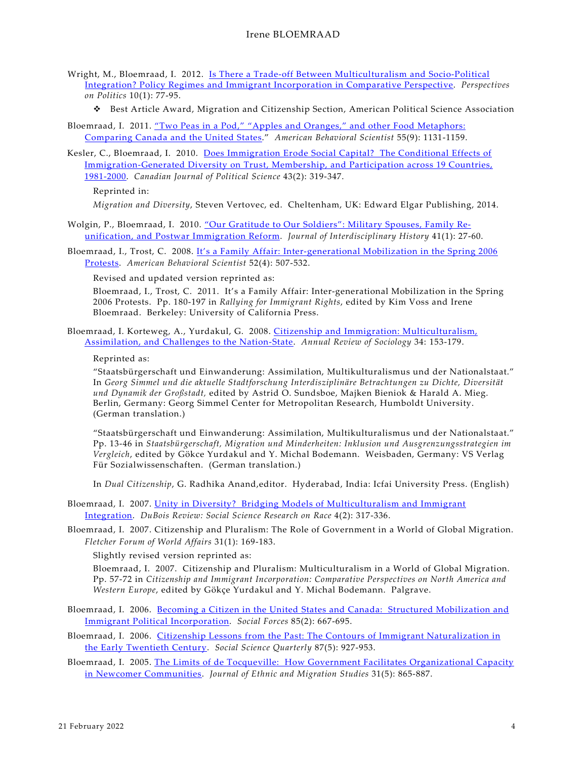Wright, M., Bloemraad, I. 2012. [Is There a Trade-off Between Multiculturalism and Socio-Political Integration? Policy Regimes and Immigrant Incorporation in Comparative Perspective](). *Perspectives on Politics* 10(1): 77-95.

- ❖ Best Article Award, Migration and Citizenship Section, American Political Science Association

Bloemraad, I. 2011. ["Two Peas in a Pod," "Apples and Oranges," and other Food Metaphors: Comparing Canada and the United States]()." *American Behavioral Scientist* 55(9): 1131-1159.

Kesler, C., Bloemraad, I. 2010. [Does Immigration Erode Social Capital? The Conditional Effects of Immigration-Generated Diversity on Trust, Membership, and Participation across 19 Countries, 1981-2000](). *Canadian Journal of Political Science* 43(2): 319-347.

Reprinted in:

*Migration and Diversity*, Steven Vertovec, ed. Cheltenham, UK: Edward Elgar Publishing, 2014.

Wolgin, P., Bloemraad, I. 2010. ["Our Gratitude to Our Soldiers": Military Spouses, Family Re-unification, and Postwar Immigration Reform](). *Journal of Interdisciplinary History* 41(1): 27-60.

Bloemraad, I., Trost, C. 2008. [It's a Family Affair: Inter-generational Mobilization in the Spring 2006 Protests](). *American Behavioral Scientist* 52(4): 507-532.

Revised and updated version reprinted as:

Bloemraad, I., Trost, C. 2011. It's a Family Affair: Inter-generational Mobilization in the Spring 2006 Protests. Pp. 180-197 in *Rallying for Immigrant Rights*, edited by Kim Voss and Irene Bloemraad. Berkeley: University of California Press.

Bloemraad, I. Korteweg, A., Yurdakul, G. 2008. [Citizenship and Immigration: Multiculturalism, Assimilation, and Challenges to the Nation-State](). *Annual Review of Sociology* 34: 153-179.

Reprinted as:

"Staatsbürgerschaft und Einwanderung: Assimilation, Multikulturalismus und der Nationalstaat." In *Georg Simmel und die aktuelle Stadtforschung Interdisziplinäre Betrachtungen zu Dichte, Diversität und Dynamik der Großstadt,* edited by Astrid O. Sundsboe, Majken Bieniok & Harald A. Mieg. Berlin, Germany: Georg Simmel Center for Metropolitan Research, Humboldt University. (German translation.)

"Staatsbürgerschaft und Einwanderung: Assimilation, Multikulturalismus und der Nationalstaat." Pp. 13-46 in *Staatsbürgerschaft, Migration und Minderheiten: Inklusion und Ausgrenzungsstrategien im Vergleich*, edited by Gökce Yurdakul and Y. Michal Bodemann. Weisbaden, Germany: VS Verlag Für Sozialwissenschaften. (German translation.)

In *Dual Citizenship*, G. Radhika Anand,editor. Hyderabad, India: Icfai University Press. (English)

Bloemraad, I. 2007. [Unity in Diversity? Bridging Models of Multiculturalism and Immigrant Integration](). *DuBois Review: Social Science Research on Race* 4(2): 317-336.

Bloemraad, I. 2007. Citizenship and Pluralism: The Role of Government in a World of Global Migration. *Fletcher Forum of World Affairs* 31(1): 169-183.

Slightly revised version reprinted as:

Bloemraad, I. 2007. Citizenship and Pluralism: Multiculturalism in a World of Global Migration. Pp. 57-72 in *Citizenship and Immigrant Incorporation: Comparative Perspectives on North America and Western Europe*, edited by Gökçe Yurdakul and Y. Michal Bodemann. Palgrave.

Bloemraad, I. 2006. [Becoming a Citizen in the United States and Canada: Structured Mobilization and Immigrant Political Incorporation](). *Social Forces* 85(2): 667-695.

Bloemraad, I. 2006. [Citizenship Lessons from the Past: The Contours of Immigrant Naturalization in the Early Twentieth Century](). *Social Science Quarterly* 87(5): 927-953.

Bloemraad, I. 2005. [The Limits of de Tocqueville: How Government Facilitates Organizational Capacity in Newcomer Communities](). *Journal of Ethnic and Migration Studies* 31(5): 865-887.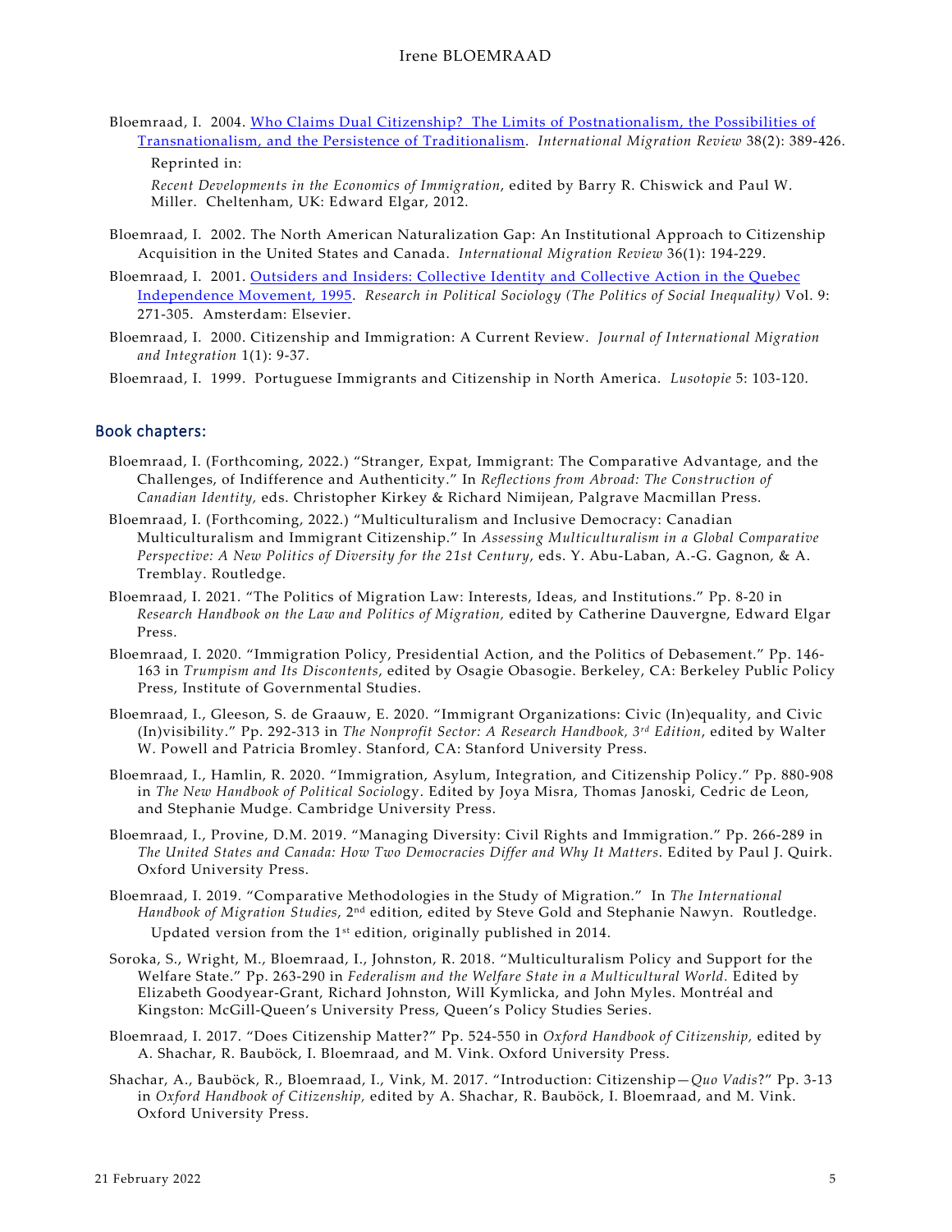Bloemraad, I.  2004. [Who Claims Dual Citizenship?  The Limits of Postnationalism, the Possibilities of Transnationalism, and the Persistence of Traditionalism](). *International Migration Review* 38(2): 389-426.

Reprinted in:

*Recent Developments in the Economics of Immigration*, edited by Barry R. Chiswick and Paul W. Miller.  Cheltenham, UK: Edward Elgar, 2012.

Bloemraad, I.  2002. The North American Naturalization Gap: An Institutional Approach to Citizenship Acquisition in the United States and Canada.  *International Migration Review* 36(1): 194-229.

Bloemraad, I.  2001. [Outsiders and Insiders: Collective Identity and Collective Action in the Quebec Independence Movement, 1995](). *Research in Political Sociology (The Politics of Social Inequality)* Vol. 9: 271-305.  Amsterdam: Elsevier.

Bloemraad, I.  2000. Citizenship and Immigration: A Current Review.  *Journal of International Migration and Integration* 1(1): 9-37.

Bloemraad, I.  1999.  Portuguese Immigrants and Citizenship in North America.  *Lusotopie* 5: 103-120.

## Book chapters:

Bloemraad, I. (Forthcoming, 2022.) "Stranger, Expat, Immigrant: The Comparative Advantage, and the Challenges, of Indifference and Authenticity." In *Reflections from Abroad: The Construction of Canadian Identity,* eds. Christopher Kirkey & Richard Nimijean, Palgrave Macmillan Press.

Bloemraad, I. (Forthcoming, 2022.) "Multiculturalism and Inclusive Democracy: Canadian Multiculturalism and Immigrant Citizenship." In *Assessing Multiculturalism in a Global Comparative Perspective: A New Politics of Diversity for the 21st Century*, eds. Y. Abu-Laban, A.-G. Gagnon, & A. Tremblay. Routledge.

Bloemraad, I. 2021. "The Politics of Migration Law: Interests, Ideas, and Institutions." Pp. 8-20 in *Research Handbook on the Law and Politics of Migration,* edited by Catherine Dauvergne, Edward Elgar Press.

Bloemraad, I. 2020. "Immigration Policy, Presidential Action, and the Politics of Debasement." Pp. 146-163 in *Trumpism and Its Discontents*, edited by Osagie Obasogie. Berkeley, CA: Berkeley Public Policy Press, Institute of Governmental Studies.

Bloemraad, I., Gleeson, S. de Graauw, E. 2020. "Immigrant Organizations: Civic (In)equality, and Civic (In)visibility." Pp. 292-313 in *The Nonprofit Sector: A Research Handbook, 3rd Edition*, edited by Walter W. Powell and Patricia Bromley. Stanford, CA: Stanford University Press.

Bloemraad, I., Hamlin, R. 2020. "Immigration, Asylum, Integration, and Citizenship Policy." Pp. 880-908 in *The New Handbook of Political Sociology*. Edited by Joya Misra, Thomas Janoski, Cedric de Leon, and Stephanie Mudge. Cambridge University Press.

Bloemraad, I., Provine, D.M. 2019. "Managing Diversity: Civil Rights and Immigration." Pp. 266-289 in *The United States and Canada: How Two Democracies Differ and Why It Matters.* Edited by Paul J. Quirk. Oxford University Press.

Bloemraad, I. 2019. "Comparative Methodologies in the Study of Migration."  In *The International Handbook of Migration Studies*, 2nd edition, edited by Steve Gold and Stephanie Nawyn.  Routledge.

Updated version from the 1st edition, originally published in 2014.

Soroka, S., Wright, M., Bloemraad, I., Johnston, R. 2018. "Multiculturalism Policy and Support for the Welfare State." Pp. 263-290 in *Federalism and the Welfare State in a Multicultural World.* Edited by Elizabeth Goodyear-Grant, Richard Johnston, Will Kymlicka, and John Myles. Montréal and Kingston: McGill-Queen's University Press, Queen's Policy Studies Series.

Bloemraad, I. 2017. "Does Citizenship Matter?" Pp. 524-550 in *Oxford Handbook of Citizenship,* edited by A. Shachar, R. Bauböck, I. Bloemraad, and M. Vink. Oxford University Press.

Shachar, A., Bauböck, R., Bloemraad, I., Vink, M. 2017. "Introduction: Citizenship—*Quo Vadis*?" Pp. 3-13 in *Oxford Handbook of Citizenship,* edited by A. Shachar, R. Bauböck, I. Bloemraad, and M. Vink. Oxford University Press.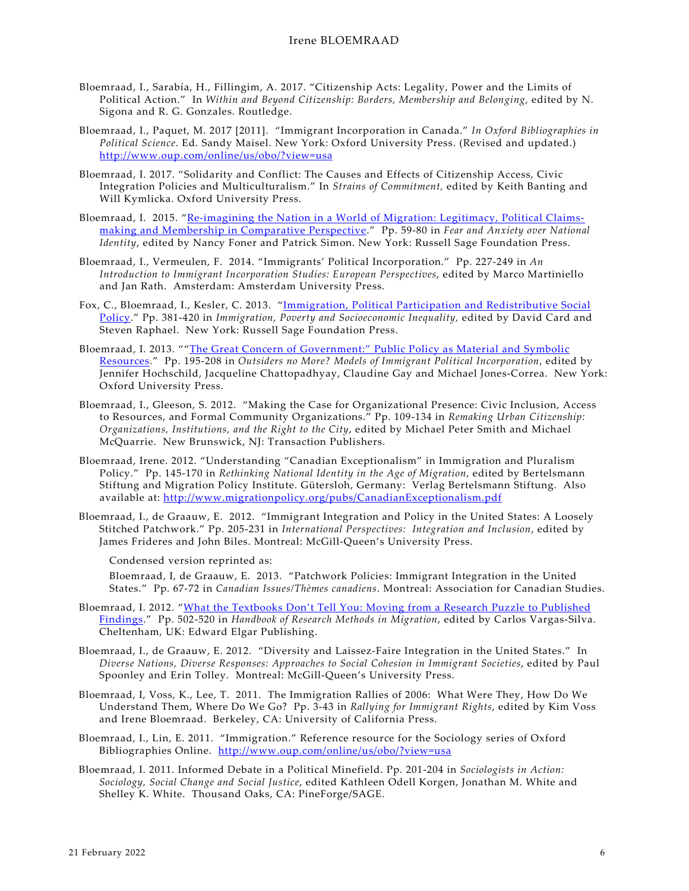Bloemraad, I., Sarabía, H., Fillingim, A. 2017. "Citizenship Acts: Legality, Power and the Limits of Political Action." In *Within and Beyond Citizenship: Borders, Membership and Belonging,* edited by N. Sigona and R. G. Gonzales. Routledge.

Bloemraad, I., Paquet, M. 2017 [2011]. "Immigrant Incorporation in Canada." *In Oxford Bibliographies in Political Science*. Ed. Sandy Maisel. New York: Oxford University Press. (Revised and updated.) http://www.oup.com/online/us/obo/?view=usa

Bloemraad, I. 2017. "Solidarity and Conflict: The Causes and Effects of Citizenship Access, Civic Integration Policies and Multiculturalism." In *Strains of Commitment,* edited by Keith Banting and Will Kymlicka. Oxford University Press.

Bloemraad, I. 2015. "Re-imagining the Nation in a World of Migration: Legitimacy, Political Claims-making and Membership in Comparative Perspective." Pp. 59-80 in *Fear and Anxiety over National Identity*, edited by Nancy Foner and Patrick Simon. New York: Russell Sage Foundation Press.

Bloemraad, I., Vermeulen, F. 2014. "Immigrants' Political Incorporation." Pp. 227-249 in *An Introduction to Immigrant Incorporation Studies: European Perspectives*, edited by Marco Martiniello and Jan Rath. Amsterdam: Amsterdam University Press.

Fox, C., Bloemraad, I., Kesler, C. 2013. "Immigration, Political Participation and Redistributive Social Policy." Pp. 381-420 in *Immigration, Poverty and Socioeconomic Inequality,* edited by David Card and Steven Raphael. New York: Russell Sage Foundation Press.

Bloemraad, I. 2013. ""The Great Concern of Government:" Public Policy as Material and Symbolic Resources." Pp. 195-208 in *Outsiders no More? Models of Immigrant Political Incorporation*, edited by Jennifer Hochschild, Jacqueline Chattopadhyay, Claudine Gay and Michael Jones-Correa. New York: Oxford University Press.

Bloemraad, I., Gleeson, S. 2012. "Making the Case for Organizational Presence: Civic Inclusion, Access to Resources, and Formal Community Organizations." Pp. 109-134 in *Remaking Urban Citizenship: Organizations, Institutions, and the Right to the City*, edited by Michael Peter Smith and Michael McQuarrie. New Brunswick, NJ: Transaction Publishers.

Bloemraad, Irene. 2012. "Understanding "Canadian Exceptionalism" in Immigration and Pluralism Policy." Pp. 145-170 in *Rethinking National Identity in the Age of Migration*, edited by Bertelsmann Stiftung and Migration Policy Institute. Gütersloh, Germany: Verlag Bertelsmann Stiftung. Also available at: http://www.migrationpolicy.org/pubs/CanadianExceptionalism.pdf

Bloemraad, I., de Graauw, E. 2012. "Immigrant Integration and Policy in the United States: A Loosely Stitched Patchwork." Pp. 205-231 in *International Perspectives: Integration and Inclusion*, edited by James Frideres and John Biles. Montreal: McGill-Queen's University Press.

Condensed version reprinted as:

Bloemraad, I, de Graauw, E. 2013. "Patchwork Policies: Immigrant Integration in the United States." Pp. 67-72 in *Canadian Issues/Thèmes canadiens*. Montreal: Association for Canadian Studies.

Bloemraad, I. 2012. "What the Textbooks Don't Tell You: Moving from a Research Puzzle to Published Findings." Pp. 502-520 in *Handbook of Research Methods in Migration*, edited by Carlos Vargas-Silva. Cheltenham, UK: Edward Elgar Publishing.

Bloemraad, I., de Graauw, E. 2012. "Diversity and Laissez-Faire Integration in the United States." In *Diverse Nations, Diverse Responses: Approaches to Social Cohesion in Immigrant Societies*, edited by Paul Spoonley and Erin Tolley. Montreal: McGill-Queen's University Press.

Bloemraad, I, Voss, K., Lee, T. 2011. The Immigration Rallies of 2006: What Were They, How Do We Understand Them, Where Do We Go? Pp. 3-43 in *Rallying for Immigrant Rights*, edited by Kim Voss and Irene Bloemraad. Berkeley, CA: University of California Press.

Bloemraad, I., Lin, E. 2011. "Immigration." Reference resource for the Sociology series of Oxford Bibliographies Online. http://www.oup.com/online/us/obo/?view=usa

Bloemraad, I. 2011. Informed Debate in a Political Minefield. Pp. 201-204 in *Sociologists in Action: Sociology, Social Change and Social Justice*, edited Kathleen Odell Korgen, Jonathan M. White and Shelley K. White. Thousand Oaks, CA: PineForge/SAGE.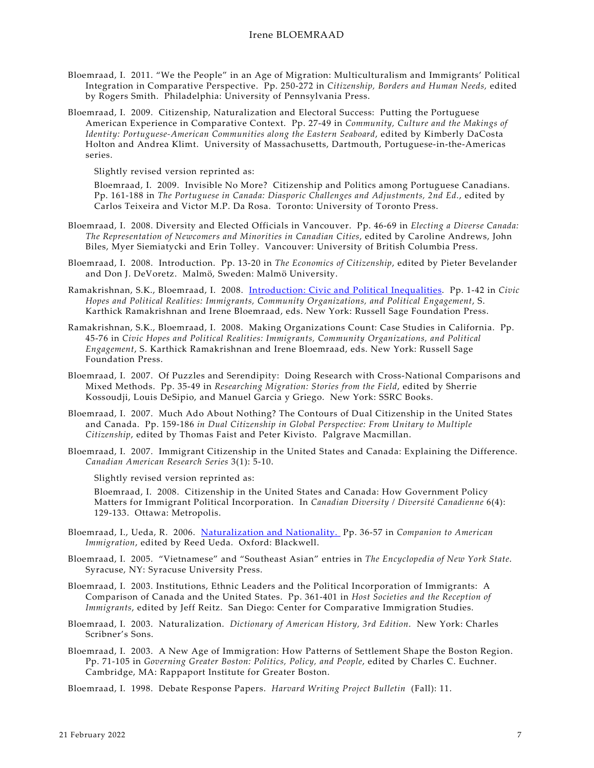Bloemraad, I. 2011. "We the People" in an Age of Migration: Multiculturalism and Immigrants' Political Integration in Comparative Perspective. Pp. 250-272 in *Citizenship, Borders and Human Needs,* edited by Rogers Smith. Philadelphia: University of Pennsylvania Press.

Bloemraad, I. 2009. Citizenship, Naturalization and Electoral Success: Putting the Portuguese American Experience in Comparative Context. Pp. 27-49 in *Community, Culture and the Makings of Identity: Portuguese-American Communities along the Eastern Seaboard*, edited by Kimberly DaCosta Holton and Andrea Klimt. University of Massachusetts, Dartmouth, Portuguese-in-the-Americas series.

Slightly revised version reprinted as:

Bloemraad, I. 2009. Invisible No More? Citizenship and Politics among Portuguese Canadians. Pp. 161-188 in *The Portuguese in Canada: Diasporic Challenges and Adjustments, 2nd Ed.*, edited by Carlos Teixeira and Victor M.P. Da Rosa. Toronto: University of Toronto Press.

Bloemraad, I. 2008. Diversity and Elected Officials in Vancouver. Pp. 46-69 in *Electing a Diverse Canada: The Representation of Newcomers and Minorities in Canadian Cities*, edited by Caroline Andrews, John Biles, Myer Siemiatycki and Erin Tolley. Vancouver: University of British Columbia Press.

Bloemraad, I. 2008. Introduction. Pp. 13-20 in *The Economics of Citizenship*, edited by Pieter Bevelander and Don J. DeVoretz. Malmö, Sweden: Malmö University.

Ramakrishnan, S.K., Bloemraad, I. 2008. Introduction: Civic and Political Inequalities. Pp. 1-42 in *Civic Hopes and Political Realities: Immigrants, Community Organizations, and Political Engagement*, S. Karthick Ramakrishnan and Irene Bloemraad, eds. New York: Russell Sage Foundation Press.

Ramakrishnan, S.K., Bloemraad, I. 2008. Making Organizations Count: Case Studies in California. Pp. 45-76 in *Civic Hopes and Political Realities: Immigrants, Community Organizations, and Political Engagement*, S. Karthick Ramakrishnan and Irene Bloemraad, eds. New York: Russell Sage Foundation Press.

Bloemraad, I. 2007. Of Puzzles and Serendipity: Doing Research with Cross-National Comparisons and Mixed Methods. Pp. 35-49 in *Researching Migration: Stories from the Field*, edited by Sherrie Kossoudji, Louis DeSipio, and Manuel Garcia y Griego. New York: SSRC Books.

Bloemraad, I. 2007. Much Ado About Nothing? The Contours of Dual Citizenship in the United States and Canada. Pp. 159-186 *in Dual Citizenship in Global Perspective: From Unitary to Multiple Citizenship*, edited by Thomas Faist and Peter Kivisto. Palgrave Macmillan.

Bloemraad, I. 2007. Immigrant Citizenship in the United States and Canada: Explaining the Difference. *Canadian American Research Series* 3(1): 5-10.

Slightly revised version reprinted as:

Bloemraad, I. 2008. Citizenship in the United States and Canada: How Government Policy Matters for Immigrant Political Incorporation. In *Canadian Diversity / Diversité Canadienne* 6(4): 129-133. Ottawa: Metropolis.

Bloemraad, I., Ueda, R. 2006. Naturalization and Nationality. Pp. 36-57 in *Companion to American Immigration*, edited by Reed Ueda. Oxford: Blackwell.

Bloemraad, I. 2005. "Vietnamese" and "Southeast Asian" entries in *The Encyclopedia of New York State*. Syracuse, NY: Syracuse University Press.

Bloemraad, I. 2003. Institutions, Ethnic Leaders and the Political Incorporation of Immigrants: A Comparison of Canada and the United States. Pp. 361-401 in *Host Societies and the Reception of Immigrants*, edited by Jeff Reitz. San Diego: Center for Comparative Immigration Studies.

Bloemraad, I. 2003. Naturalization. *Dictionary of American History, 3rd Edition*. New York: Charles Scribner's Sons.

Bloemraad, I. 2003. A New Age of Immigration: How Patterns of Settlement Shape the Boston Region. Pp. 71-105 in *Governing Greater Boston: Politics, Policy, and People*, edited by Charles C. Euchner. Cambridge, MA: Rappaport Institute for Greater Boston.

Bloemraad, I. 1998. Debate Response Papers. *Harvard Writing Project Bulletin* (Fall): 11.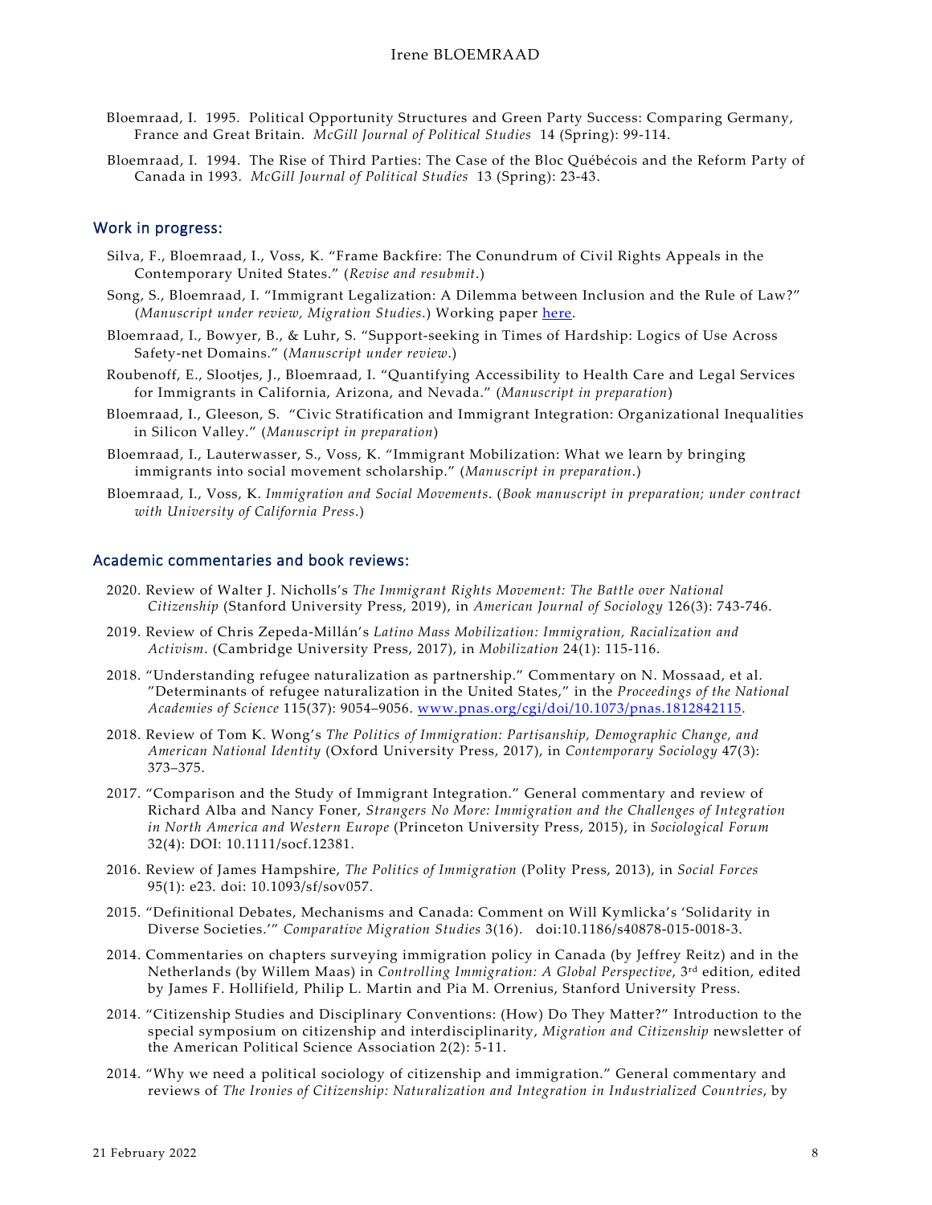Bloemraad, I. 1995. Political Opportunity Structures and Green Party Success: Comparing Germany, France and Great Britain. *McGill Journal of Political Studies* 14 (Spring): 99-114.

Bloemraad, I. 1994. The Rise of Third Parties: The Case of the Bloc Québécois and the Reform Party of Canada in 1993. *McGill Journal of Political Studies* 13 (Spring): 23-43.

## Work in progress:

Silva, F., Bloemraad, I., Voss, K. "Frame Backfire: The Conundrum of Civil Rights Appeals in the Contemporary United States." (*Revise and resubmit*.)

Song, S., Bloemraad, I. "Immigrant Legalization: A Dilemma between Inclusion and the Rule of Law?" (*Manuscript under review, Migration Studies*.) Working paper here.

Bloemraad, I., Bowyer, B., & Luhr, S. "Support-seeking in Times of Hardship: Logics of Use Across Safety-net Domains." (*Manuscript under review*.)

Roubenoff, E., Slootjes, J., Bloemraad, I. "Quantifying Accessibility to Health Care and Legal Services for Immigrants in California, Arizona, and Nevada." (*Manuscript in preparation*)

Bloemraad, I., Gleeson, S. "Civic Stratification and Immigrant Integration: Organizational Inequalities in Silicon Valley." (*Manuscript in preparation*)

Bloemraad, I., Lauterwasser, S., Voss, K. "Immigrant Mobilization: What we learn by bringing immigrants into social movement scholarship." (*Manuscript in preparation*.)

Bloemraad, I., Voss, K. *Immigration and Social Movements*. (*Book manuscript in preparation; under contract with University of California Press*.)

## Academic commentaries and book reviews:

2020. Review of Walter J. Nicholls's *The Immigrant Rights Movement: The Battle over National Citizenship* (Stanford University Press, 2019), in *American Journal of Sociology* 126(3): 743-746.

2019. Review of Chris Zepeda-Millán's *Latino Mass Mobilization: Immigration, Racialization and Activism*. (Cambridge University Press, 2017), in *Mobilization* 24(1): 115-116.

2018. "Understanding refugee naturalization as partnership." Commentary on N. Mossaad, et al. "Determinants of refugee naturalization in the United States," in the *Proceedings of the National Academies of Science* 115(37): 9054–9056. www.pnas.org/cgi/doi/10.1073/pnas.1812842115.

2018. Review of Tom K. Wong's *The Politics of Immigration: Partisanship, Demographic Change, and American National Identity* (Oxford University Press, 2017), in *Contemporary Sociology* 47(3): 373–375.

2017. "Comparison and the Study of Immigrant Integration." General commentary and review of Richard Alba and Nancy Foner, *Strangers No More: Immigration and the Challenges of Integration in North America and Western Europe* (Princeton University Press, 2015), in *Sociological Forum* 32(4): DOI: 10.1111/socf.12381.

2016. Review of James Hampshire, *The Politics of Immigration* (Polity Press, 2013), in *Social Forces* 95(1): e23. doi: 10.1093/sf/sov057.

2015. "Definitional Debates, Mechanisms and Canada: Comment on Will Kymlicka's 'Solidarity in Diverse Societies.'" *Comparative Migration Studies* 3(16). doi:10.1186/s40878-015-0018-3.

2014. Commentaries on chapters surveying immigration policy in Canada (by Jeffrey Reitz) and in the Netherlands (by Willem Maas) in *Controlling Immigration: A Global Perspective*, 3rd edition, edited by James F. Hollifield, Philip L. Martin and Pia M. Orrenius, Stanford University Press.

2014. "Citizenship Studies and Disciplinary Conventions: (How) Do They Matter?" Introduction to the special symposium on citizenship and interdisciplinarity, *Migration and Citizenship* newsletter of the American Political Science Association 2(2): 5-11.

2014. "Why we need a political sociology of citizenship and immigration." General commentary and reviews of *The Ironies of Citizenship: Naturalization and Integration in Industrialized Countries*, by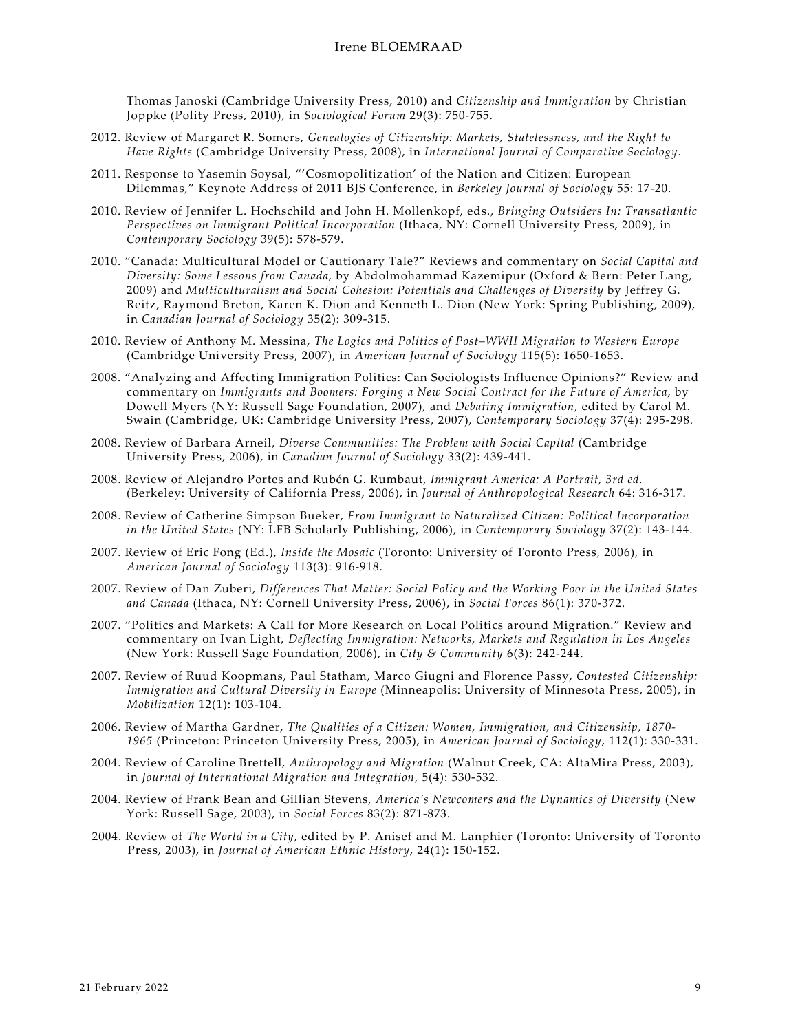Thomas Janoski (Cambridge University Press, 2010) and *Citizenship and Immigration* by Christian Joppke (Polity Press, 2010), in *Sociological Forum* 29(3): 750-755.

2012. Review of Margaret R. Somers, *Genealogies of Citizenship: Markets, Statelessness, and the Right to Have Rights* (Cambridge University Press, 2008), in *International Journal of Comparative Sociology*.

2011. Response to Yasemin Soysal, "'Cosmopolitization' of the Nation and Citizen: European Dilemmas," Keynote Address of 2011 BJS Conference, in *Berkeley Journal of Sociology* 55: 17-20.

2010. Review of Jennifer L. Hochschild and John H. Mollenkopf, eds., *Bringing Outsiders In: Transatlantic Perspectives on Immigrant Political Incorporation* (Ithaca, NY: Cornell University Press, 2009), in *Contemporary Sociology* 39(5): 578-579.

2010. "Canada: Multicultural Model or Cautionary Tale?" Reviews and commentary on *Social Capital and Diversity: Some Lessons from Canada,* by Abdolmohammad Kazemipur (Oxford & Bern: Peter Lang, 2009) and *Multiculturalism and Social Cohesion: Potentials and Challenges of Diversity* by Jeffrey G. Reitz, Raymond Breton, Karen K. Dion and Kenneth L. Dion (New York: Spring Publishing, 2009), in *Canadian Journal of Sociology* 35(2): 309-315.

2010. Review of Anthony M. Messina, *The Logics and Politics of Post–WWII Migration to Western Europe* (Cambridge University Press, 2007), in *American Journal of Sociology* 115(5): 1650-1653.

2008. "Analyzing and Affecting Immigration Politics: Can Sociologists Influence Opinions?" Review and commentary on *Immigrants and Boomers: Forging a New Social Contract for the Future of America,* by Dowell Myers (NY: Russell Sage Foundation, 2007), and *Debating Immigration*, edited by Carol M. Swain (Cambridge, UK: Cambridge University Press, 2007), *Contemporary Sociology* 37(4): 295-298.

2008. Review of Barbara Arneil, *Diverse Communities: The Problem with Social Capital* (Cambridge University Press, 2006), in *Canadian Journal of Sociology* 33(2): 439-441.

2008. Review of Alejandro Portes and Rubén G. Rumbaut, *Immigrant America: A Portrait, 3rd ed.* (Berkeley: University of California Press, 2006), in *Journal of Anthropological Research* 64: 316-317.

2008. Review of Catherine Simpson Bueker, *From Immigrant to Naturalized Citizen: Political Incorporation in the United States* (NY: LFB Scholarly Publishing, 2006), in *Contemporary Sociology* 37(2): 143-144.

2007. Review of Eric Fong (Ed.), *Inside the Mosaic* (Toronto: University of Toronto Press, 2006), in *American Journal of Sociology* 113(3): 916-918.

2007. Review of Dan Zuberi, *Differences That Matter: Social Policy and the Working Poor in the United States and Canada* (Ithaca, NY: Cornell University Press, 2006), in *Social Forces* 86(1): 370-372.

2007. "Politics and Markets: A Call for More Research on Local Politics around Migration." Review and commentary on Ivan Light, *Deflecting Immigration: Networks, Markets and Regulation in Los Angeles* (New York: Russell Sage Foundation, 2006), in *City & Community* 6(3): 242-244.

2007. Review of Ruud Koopmans, Paul Statham, Marco Giugni and Florence Passy, *Contested Citizenship: Immigration and Cultural Diversity in Europe* (Minneapolis: University of Minnesota Press, 2005), in *Mobilization* 12(1): 103-104.

2006. Review of Martha Gardner, *The Qualities of a Citizen: Women, Immigration, and Citizenship, 1870-1965* (Princeton: Princeton University Press, 2005), in *American Journal of Sociology*, 112(1): 330-331.

2004. Review of Caroline Brettell, *Anthropology and Migration* (Walnut Creek, CA: AltaMira Press, 2003), in *Journal of International Migration and Integration*, 5(4): 530-532.

2004. Review of Frank Bean and Gillian Stevens, *America's Newcomers and the Dynamics of Diversity* (New York: Russell Sage, 2003), in *Social Forces* 83(2): 871-873.

2004. Review of *The World in a City*, edited by P. Anisef and M. Lanphier (Toronto: University of Toronto Press, 2003), in *Journal of American Ethnic History*, 24(1): 150-152.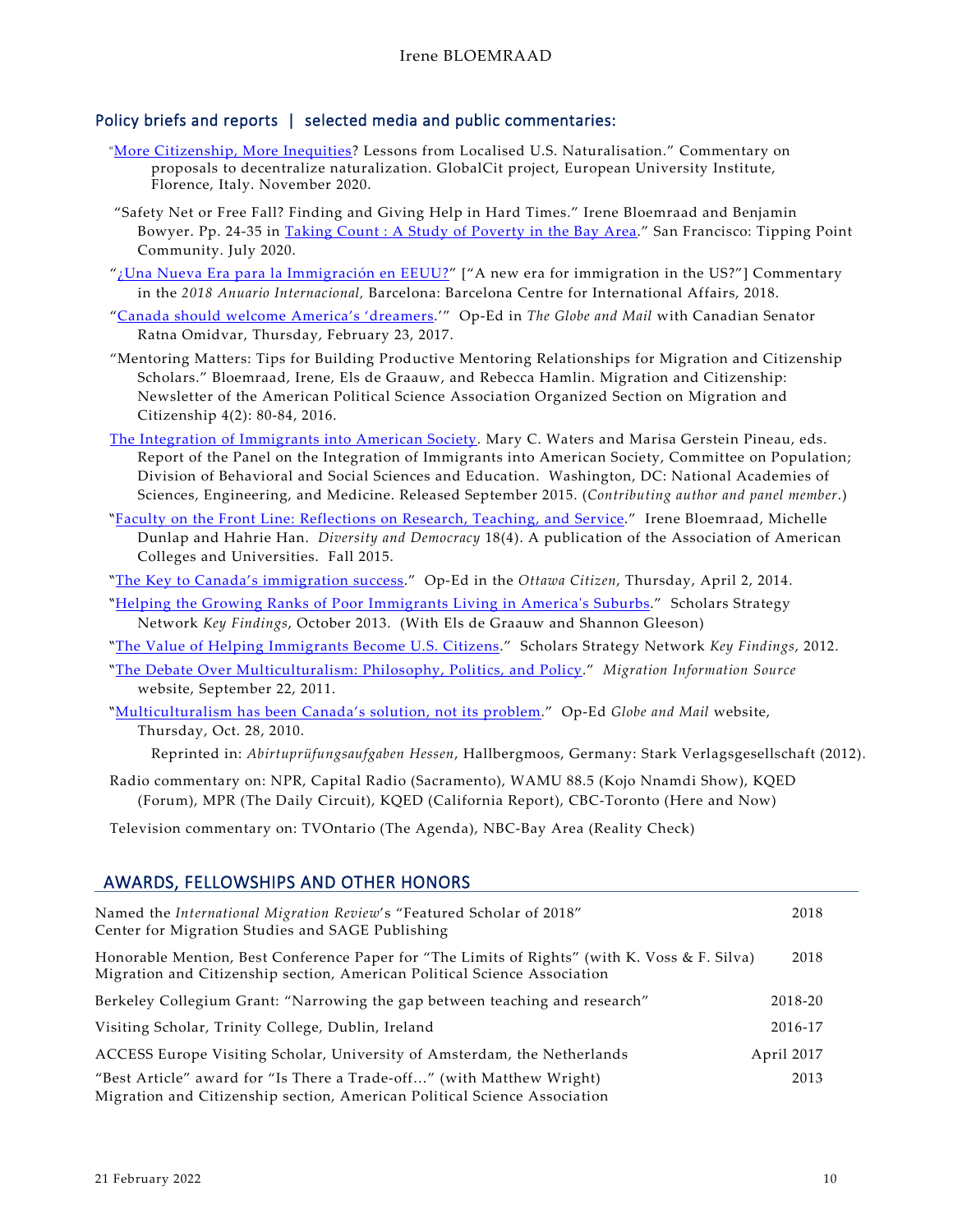### Policy briefs and reports | selected media and public commentaries:

"More Citizenship, More Inequities? Lessons from Localised U.S. Naturalisation." Commentary on proposals to decentralize naturalization. GlobalCit project, European University Institute, Florence, Italy. November 2020.

"Safety Net or Free Fall? Finding and Giving Help in Hard Times." Irene Bloemraad and Benjamin Bowyer. Pp. 24-35 in Taking Count : A Study of Poverty in the Bay Area." San Francisco: Tipping Point Community. July 2020.

"¿Una Nueva Era para la Immigración en EEUU?" ["A new era for immigration in the US?"] Commentary in the *2018 Anuario Internacional*, Barcelona: Barcelona Centre for International Affairs, 2018.

"Canada should welcome America's 'dreamers.'" Op-Ed in *The Globe and Mail* with Canadian Senator Ratna Omidvar, Thursday, February 23, 2017.

"Mentoring Matters: Tips for Building Productive Mentoring Relationships for Migration and Citizenship Scholars." Bloemraad, Irene, Els de Graauw, and Rebecca Hamlin. Migration and Citizenship: Newsletter of the American Political Science Association Organized Section on Migration and Citizenship 4(2): 80-84, 2016.

The Integration of Immigrants into American Society. Mary C. Waters and Marisa Gerstein Pineau, eds. Report of the Panel on the Integration of Immigrants into American Society, Committee on Population; Division of Behavioral and Social Sciences and Education. Washington, DC: National Academies of Sciences, Engineering, and Medicine. Released September 2015. (*Contributing author and panel member*.)

"Faculty on the Front Line: Reflections on Research, Teaching, and Service." Irene Bloemraad, Michelle Dunlap and Hahrie Han. *Diversity and Democracy* 18(4). A publication of the Association of American Colleges and Universities. Fall 2015.

"The Key to Canada's immigration success." Op-Ed in the *Ottawa Citizen*, Thursday, April 2, 2014.

"Helping the Growing Ranks of Poor Immigrants Living in America's Suburbs." Scholars Strategy Network *Key Findings*, October 2013. (With Els de Graauw and Shannon Gleeson)

"The Value of Helping Immigrants Become U.S. Citizens." Scholars Strategy Network *Key Findings*, 2012.

"The Debate Over Multiculturalism: Philosophy, Politics, and Policy." *Migration Information Source* website, September 22, 2011.

"Multiculturalism has been Canada's solution, not its problem." Op-Ed *Globe and Mail* website, Thursday, Oct. 28, 2010.

Reprinted in: *Abirtuprüfungsaufgaben Hessen*, Hallbergmoos, Germany: Stark Verlagsgesellschaft (2012).

Radio commentary on: NPR, Capital Radio (Sacramento), WAMU 88.5 (Kojo Nnamdi Show), KQED (Forum), MPR (The Daily Circuit), KQED (California Report), CBC-Toronto (Here and Now)

Television commentary on: TVOntario (The Agenda), NBC-Bay Area (Reality Check)

## AWARDS, FELLOWSHIPS AND OTHER HONORS

| | |
|---|---|
| Named the *International Migration Review*'s "Featured Scholar of 2018"<br>Center for Migration Studies and SAGE Publishing | 2018 |
| Honorable Mention, Best Conference Paper for "The Limits of Rights" (with K. Voss & F. Silva)<br>Migration and Citizenship section, American Political Science Association | 2018 |
| Berkeley Collegium Grant: "Narrowing the gap between teaching and research" | 2018-20 |
| Visiting Scholar, Trinity College, Dublin, Ireland | 2016-17 |
| ACCESS Europe Visiting Scholar, University of Amsterdam, the Netherlands | April 2017 |
| "Best Article" award for "Is There a Trade-off…" (with Matthew Wright)<br>Migration and Citizenship section, American Political Science Association | 2013 |

21 February 2022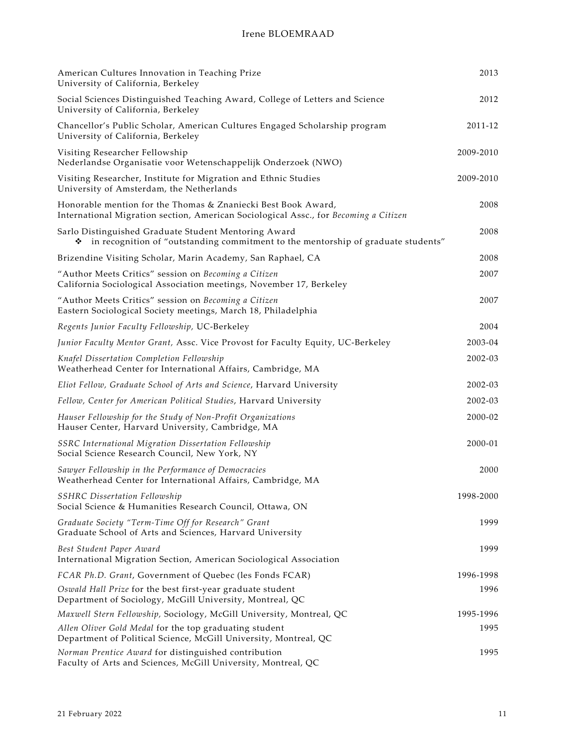American Cultures Innovation in Teaching Prize  
University of California, Berkeley — 2013

Social Sciences Distinguished Teaching Award, College of Letters and Science  
University of California, Berkeley — 2012

Chancellor's Public Scholar, American Cultures Engaged Scholarship program  
University of California, Berkeley — 2011-12

Visiting Researcher Fellowship  
Nederlandse Organisatie voor Wetenschappelijk Onderzoek (NWO) — 2009-2010

Visiting Researcher, Institute for Migration and Ethnic Studies  
University of Amsterdam, the Netherlands — 2009-2010

Honorable mention for the Thomas & Znaniecki Best Book Award,  
International Migration section, American Sociological Assc., for *Becoming a Citizen* — 2008

Sarlo Distinguished Graduate Student Mentoring Award — 2008
- in recognition of "outstanding commitment to the mentorship of graduate students"

Brizendine Visiting Scholar, Marin Academy, San Raphael, CA — 2008

"Author Meets Critics" session on *Becoming a Citizen*  
California Sociological Association meetings, November 17, Berkeley — 2007

"Author Meets Critics" session on *Becoming a Citizen*  
Eastern Sociological Society meetings, March 18, Philadelphia — 2007

*Regents Junior Faculty Fellowship,* UC-Berkeley — 2004

*Junior Faculty Mentor Grant,* Assc. Vice Provost for Faculty Equity, UC-Berkeley — 2003-04

*Knafel Dissertation Completion Fellowship*  
Weatherhead Center for International Affairs, Cambridge, MA — 2002-03

*Eliot Fellow, Graduate School of Arts and Science*, Harvard University — 2002-03

*Fellow, Center for American Political Studies*, Harvard University — 2002-03

*Hauser Fellowship for the Study of Non-Profit Organizations*  
Hauser Center, Harvard University, Cambridge, MA — 2000-02

*SSRC International Migration Dissertation Fellowship*  
Social Science Research Council, New York, NY — 2000-01

*Sawyer Fellowship in the Performance of Democracies*  
Weatherhead Center for International Affairs, Cambridge, MA — 2000

*SSHRC Dissertation Fellowship*  
Social Science & Humanities Research Council, Ottawa, ON — 1998-2000

*Graduate Society "Term-Time Off for Research" Grant*  
Graduate School of Arts and Sciences, Harvard University — 1999

*Best Student Paper Award*  
International Migration Section, American Sociological Association — 1999

*FCAR Ph.D. Grant*, Government of Quebec (les Fonds FCAR) — 1996-1998

*Oswald Hall Prize* for the best first-year graduate student  
Department of Sociology, McGill University, Montreal, QC — 1996

*Maxwell Stern Fellowship*, Sociology, McGill University, Montreal, QC — 1995-1996

*Allen Oliver Gold Medal* for the top graduating student  
Department of Political Science, McGill University, Montreal, QC — 1995

*Norman Prentice Award* for distinguished contribution  
Faculty of Arts and Sciences, McGill University, Montreal, QC — 1995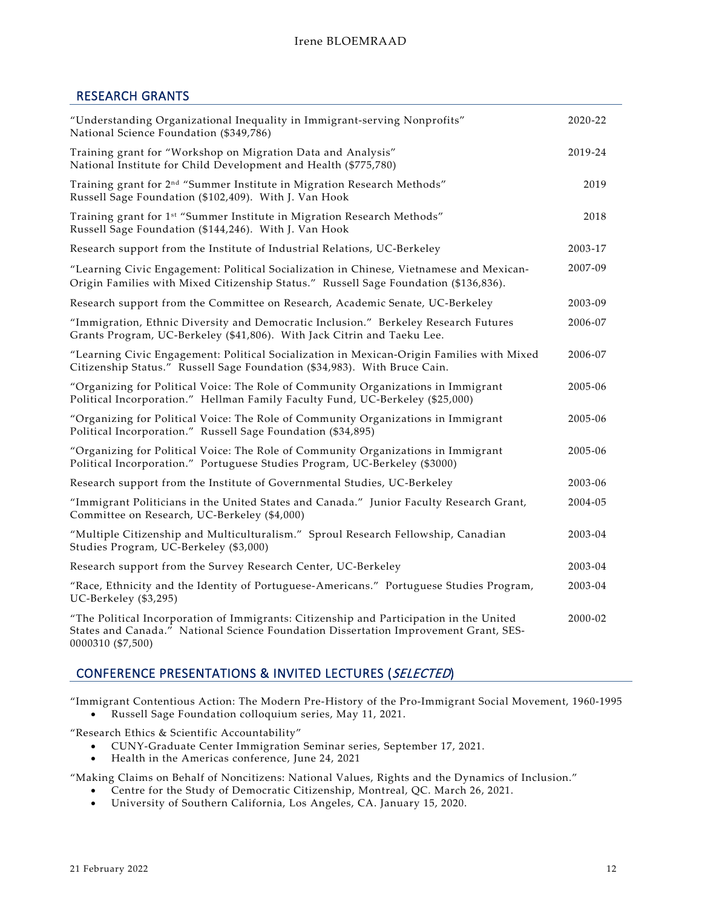## RESEARCH GRANTS

| | |
|---|---|
| "Understanding Organizational Inequality in Immigrant-serving Nonprofits" National Science Foundation ($349,786) | 2020-22 |
| Training grant for "Workshop on Migration Data and Analysis" National Institute for Child Development and Health ($775,780) | 2019-24 |
| Training grant for 2nd "Summer Institute in Migration Research Methods" Russell Sage Foundation ($102,409). With J. Van Hook | 2019 |
| Training grant for 1st "Summer Institute in Migration Research Methods" Russell Sage Foundation ($144,246). With J. Van Hook | 2018 |
| Research support from the Institute of Industrial Relations, UC-Berkeley | 2003-17 |
| "Learning Civic Engagement: Political Socialization in Chinese, Vietnamese and Mexican-Origin Families with Mixed Citizenship Status." Russell Sage Foundation ($136,836). | 2007-09 |
| Research support from the Committee on Research, Academic Senate, UC-Berkeley | 2003-09 |
| "Immigration, Ethnic Diversity and Democratic Inclusion." Berkeley Research Futures Grants Program, UC-Berkeley ($41,806). With Jack Citrin and Taeku Lee. | 2006-07 |
| "Learning Civic Engagement: Political Socialization in Mexican-Origin Families with Mixed Citizenship Status." Russell Sage Foundation ($34,983). With Bruce Cain. | 2006-07 |
| "Organizing for Political Voice: The Role of Community Organizations in Immigrant Political Incorporation." Hellman Family Faculty Fund, UC-Berkeley ($25,000) | 2005-06 |
| "Organizing for Political Voice: The Role of Community Organizations in Immigrant Political Incorporation." Russell Sage Foundation ($34,895) | 2005-06 |
| "Organizing for Political Voice: The Role of Community Organizations in Immigrant Political Incorporation." Portuguese Studies Program, UC-Berkeley ($3000) | 2005-06 |
| Research support from the Institute of Governmental Studies, UC-Berkeley | 2003-06 |
| "Immigrant Politicians in the United States and Canada." Junior Faculty Research Grant, Committee on Research, UC-Berkeley ($4,000) | 2004-05 |
| "Multiple Citizenship and Multiculturalism." Sproul Research Fellowship, Canadian Studies Program, UC-Berkeley ($3,000) | 2003-04 |
| Research support from the Survey Research Center, UC-Berkeley | 2003-04 |
| "Race, Ethnicity and the Identity of Portuguese-Americans." Portuguese Studies Program, UC-Berkeley ($3,295) | 2003-04 |
| "The Political Incorporation of Immigrants: Citizenship and Participation in the United States and Canada." National Science Foundation Dissertation Improvement Grant, SES-0000310 ($7,500) | 2000-02 |

## CONFERENCE PRESENTATIONS & INVITED LECTURES (*SELECTED*)

"Immigrant Contentious Action: The Modern Pre-History of the Pro-Immigrant Social Movement, 1960-1995
- Russell Sage Foundation colloquium series, May 11, 2021.

"Research Ethics & Scientific Accountability"
- CUNY-Graduate Center Immigration Seminar series, September 17, 2021.
- Health in the Americas conference, June 24, 2021

"Making Claims on Behalf of Noncitizens: National Values, Rights and the Dynamics of Inclusion."
- Centre for the Study of Democratic Citizenship, Montreal, QC. March 26, 2021.
- University of Southern California, Los Angeles, CA. January 15, 2020.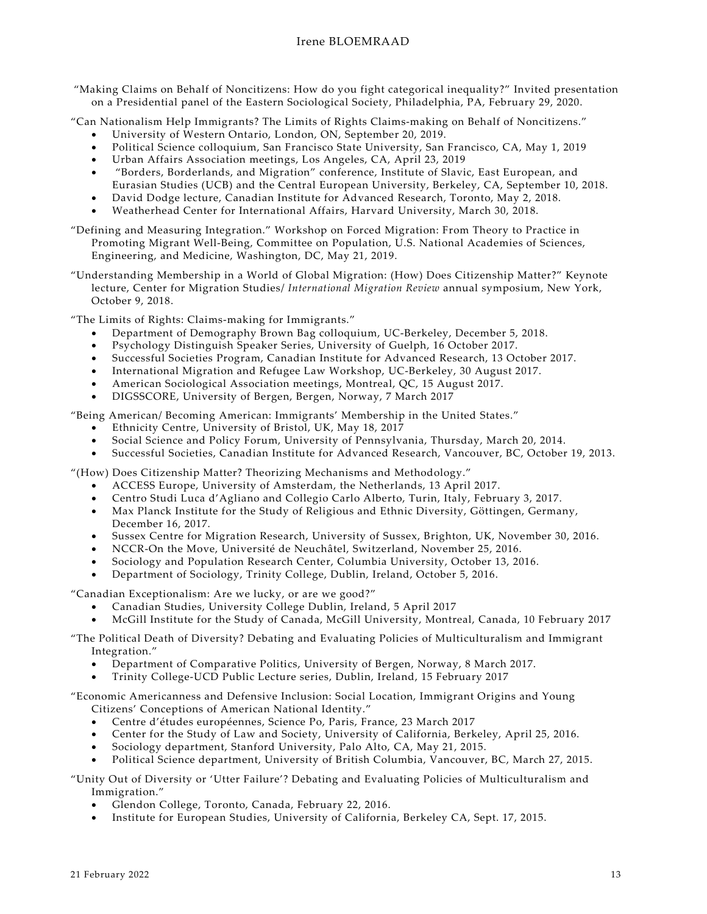"Making Claims on Behalf of Noncitizens: How do you fight categorical inequality?" Invited presentation on a Presidential panel of the Eastern Sociological Society, Philadelphia, PA, February 29, 2020.

"Can Nationalism Help Immigrants? The Limits of Rights Claims-making on Behalf of Noncitizens."

- University of Western Ontario, London, ON, September 20, 2019.
- Political Science colloquium, San Francisco State University, San Francisco, CA, May 1, 2019
- Urban Affairs Association meetings, Los Angeles, CA, April 23, 2019
- "Borders, Borderlands, and Migration" conference, Institute of Slavic, East European, and Eurasian Studies (UCB) and the Central European University, Berkeley, CA, September 10, 2018.
- David Dodge lecture, Canadian Institute for Advanced Research, Toronto, May 2, 2018.
- Weatherhead Center for International Affairs, Harvard University, March 30, 2018.

"Defining and Measuring Integration." Workshop on Forced Migration: From Theory to Practice in Promoting Migrant Well-Being, Committee on Population, U.S. National Academies of Sciences, Engineering, and Medicine, Washington, DC, May 21, 2019.

"Understanding Membership in a World of Global Migration: (How) Does Citizenship Matter?" Keynote lecture, Center for Migration Studies/ *International Migration Review* annual symposium, New York, October 9, 2018.

"The Limits of Rights: Claims-making for Immigrants."

- Department of Demography Brown Bag colloquium, UC-Berkeley, December 5, 2018.
- Psychology Distinguish Speaker Series, University of Guelph, 16 October 2017.
- Successful Societies Program, Canadian Institute for Advanced Research, 13 October 2017.
- International Migration and Refugee Law Workshop, UC-Berkeley, 30 August 2017.
- American Sociological Association meetings, Montreal, QC, 15 August 2017.
- DIGSSCORE, University of Bergen, Bergen, Norway, 7 March 2017

"Being American/ Becoming American: Immigrants' Membership in the United States."

- Ethnicity Centre, University of Bristol, UK, May 18, 2017
- Social Science and Policy Forum, University of Pennsylvania, Thursday, March 20, 2014.
- Successful Societies, Canadian Institute for Advanced Research, Vancouver, BC, October 19, 2013.

"(How) Does Citizenship Matter? Theorizing Mechanisms and Methodology."

- ACCESS Europe, University of Amsterdam, the Netherlands, 13 April 2017.
- Centro Studi Luca d'Agliano and Collegio Carlo Alberto, Turin, Italy, February 3, 2017.
- Max Planck Institute for the Study of Religious and Ethnic Diversity, Göttingen, Germany, December 16, 2017.
- Sussex Centre for Migration Research, University of Sussex, Brighton, UK, November 30, 2016.
- NCCR-On the Move, Université de Neuchâtel, Switzerland, November 25, 2016.
- Sociology and Population Research Center, Columbia University, October 13, 2016.
- Department of Sociology, Trinity College, Dublin, Ireland, October 5, 2016.

"Canadian Exceptionalism: Are we lucky, or are we good?"

- Canadian Studies, University College Dublin, Ireland, 5 April 2017
- McGill Institute for the Study of Canada, McGill University, Montreal, Canada, 10 February 2017

"The Political Death of Diversity? Debating and Evaluating Policies of Multiculturalism and Immigrant Integration."

- Department of Comparative Politics, University of Bergen, Norway, 8 March 2017.
- Trinity College-UCD Public Lecture series, Dublin, Ireland, 15 February 2017

"Economic Americanness and Defensive Inclusion: Social Location, Immigrant Origins and Young Citizens' Conceptions of American National Identity."

- Centre d'études européennes, Science Po, Paris, France, 23 March 2017
- Center for the Study of Law and Society, University of California, Berkeley, April 25, 2016.
- Sociology department, Stanford University, Palo Alto, CA, May 21, 2015.
- Political Science department, University of British Columbia, Vancouver, BC, March 27, 2015.

"Unity Out of Diversity or 'Utter Failure'? Debating and Evaluating Policies of Multiculturalism and Immigration."

- Glendon College, Toronto, Canada, February 22, 2016.
- Institute for European Studies, University of California, Berkeley CA, Sept. 17, 2015.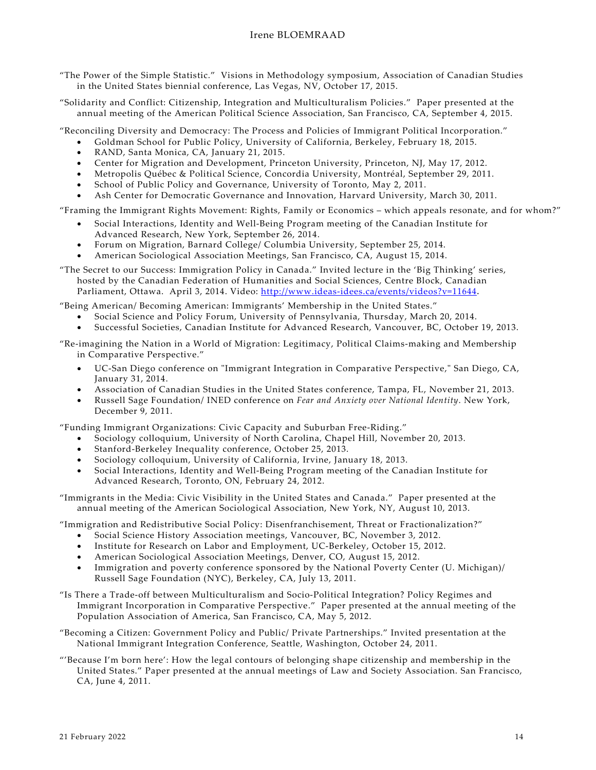"The Power of the Simple Statistic." Visions in Methodology symposium, Association of Canadian Studies in the United States biennial conference, Las Vegas, NV, October 17, 2015.

"Solidarity and Conflict: Citizenship, Integration and Multiculturalism Policies." Paper presented at the annual meeting of the American Political Science Association, San Francisco, CA, September 4, 2015.

"Reconciling Diversity and Democracy: The Process and Policies of Immigrant Political Incorporation."

- Goldman School for Public Policy, University of California, Berkeley, February 18, 2015.
- RAND, Santa Monica, CA, January 21, 2015.
- Center for Migration and Development, Princeton University, Princeton, NJ, May 17, 2012.
- Metropolis Québec & Political Science, Concordia University, Montréal, September 29, 2011.
- School of Public Policy and Governance, University of Toronto, May 2, 2011.
- Ash Center for Democratic Governance and Innovation, Harvard University, March 30, 2011.

"Framing the Immigrant Rights Movement: Rights, Family or Economics – which appeals resonate, and for whom?"

- Social Interactions, Identity and Well-Being Program meeting of the Canadian Institute for Advanced Research, New York, September 26, 2014.
- Forum on Migration, Barnard College/ Columbia University, September 25, 2014.
- American Sociological Association Meetings, San Francisco, CA, August 15, 2014.

"The Secret to our Success: Immigration Policy in Canada." Invited lecture in the 'Big Thinking' series, hosted by the Canadian Federation of Humanities and Social Sciences, Centre Block, Canadian Parliament, Ottawa. April 3, 2014. Video: [http://www.ideas-idees.ca/events/videos?v=11644](http://www.ideas-idees.ca/events/videos?v=11644).

"Being American/ Becoming American: Immigrants' Membership in the United States."

- Social Science and Policy Forum, University of Pennsylvania, Thursday, March 20, 2014.
- Successful Societies, Canadian Institute for Advanced Research, Vancouver, BC, October 19, 2013.

"Re-imagining the Nation in a World of Migration: Legitimacy, Political Claims-making and Membership in Comparative Perspective."

- UC-San Diego conference on "Immigrant Integration in Comparative Perspective," San Diego, CA, January 31, 2014.
- Association of Canadian Studies in the United States conference, Tampa, FL, November 21, 2013.
- Russell Sage Foundation/ INED conference on *Fear and Anxiety over National Identity*. New York, December 9, 2011.

"Funding Immigrant Organizations: Civic Capacity and Suburban Free-Riding."

- Sociology colloquium, University of North Carolina, Chapel Hill, November 20, 2013.
- Stanford-Berkeley Inequality conference, October 25, 2013.
- Sociology colloquium, University of California, Irvine, January 18, 2013.
- Social Interactions, Identity and Well-Being Program meeting of the Canadian Institute for Advanced Research, Toronto, ON, February 24, 2012.

"Immigrants in the Media: Civic Visibility in the United States and Canada." Paper presented at the annual meeting of the American Sociological Association, New York, NY, August 10, 2013.

"Immigration and Redistributive Social Policy: Disenfranchisement, Threat or Fractionalization?"

- Social Science History Association meetings, Vancouver, BC, November 3, 2012.
- Institute for Research on Labor and Employment, UC-Berkeley, October 15, 2012.
- American Sociological Association Meetings, Denver, CO, August 15, 2012.
- Immigration and poverty conference sponsored by the National Poverty Center (U. Michigan)/ Russell Sage Foundation (NYC), Berkeley, CA, July 13, 2011.

"Is There a Trade-off between Multiculturalism and Socio-Political Integration? Policy Regimes and Immigrant Incorporation in Comparative Perspective." Paper presented at the annual meeting of the Population Association of America, San Francisco, CA, May 5, 2012.

"Becoming a Citizen: Government Policy and Public/ Private Partnerships." Invited presentation at the National Immigrant Integration Conference, Seattle, Washington, October 24, 2011.

"'Because I'm born here': How the legal contours of belonging shape citizenship and membership in the United States." Paper presented at the annual meetings of Law and Society Association. San Francisco, CA, June 4, 2011.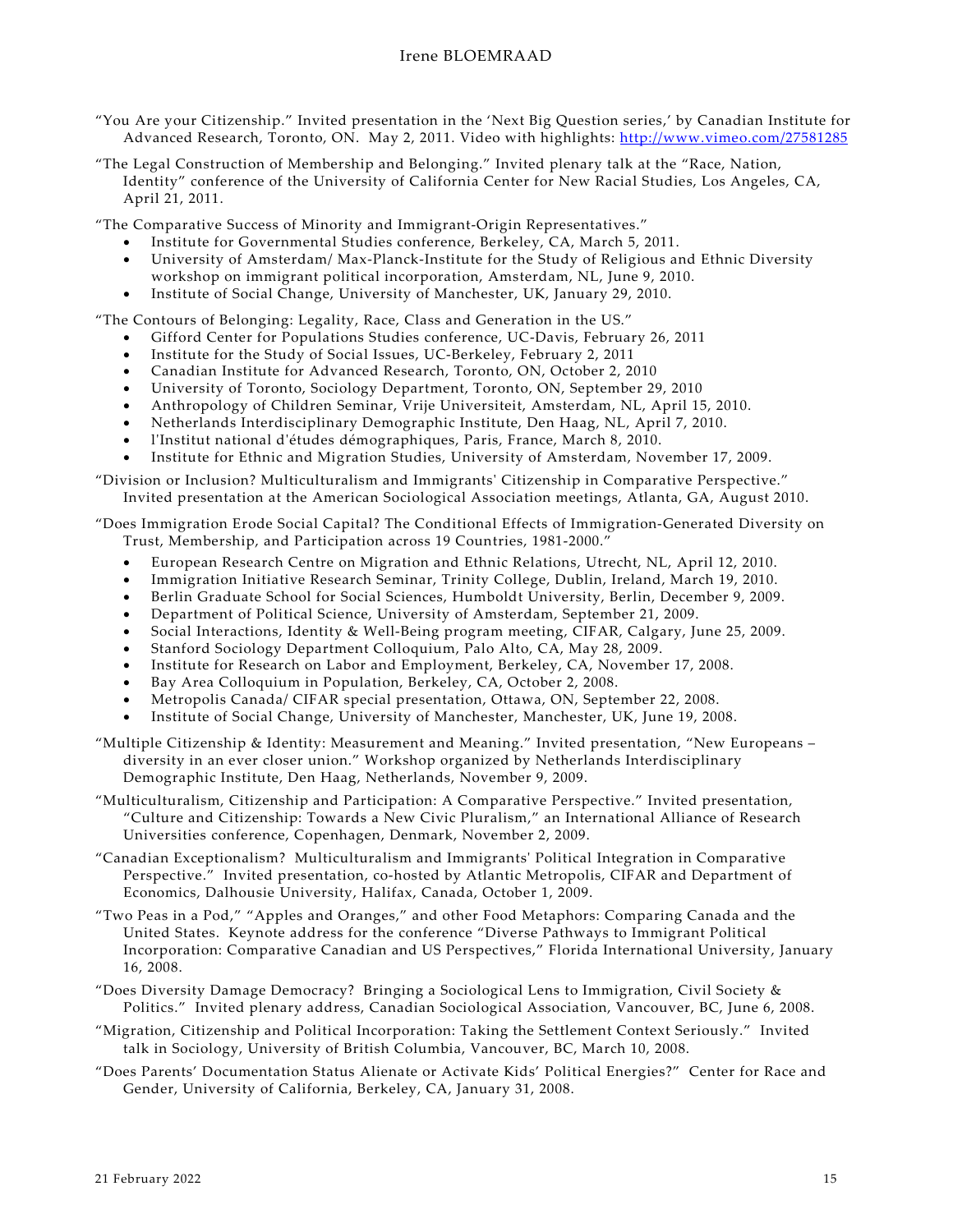"You Are your Citizenship." Invited presentation in the 'Next Big Question series,' by Canadian Institute for Advanced Research, Toronto, ON. May 2, 2011. Video with highlights: http://www.vimeo.com/27581285

"The Legal Construction of Membership and Belonging." Invited plenary talk at the "Race, Nation, Identity" conference of the University of California Center for New Racial Studies, Los Angeles, CA, April 21, 2011.

"The Comparative Success of Minority and Immigrant-Origin Representatives."

- Institute for Governmental Studies conference, Berkeley, CA, March 5, 2011.
- University of Amsterdam/ Max-Planck-Institute for the Study of Religious and Ethnic Diversity workshop on immigrant political incorporation, Amsterdam, NL, June 9, 2010.
- Institute of Social Change, University of Manchester, UK, January 29, 2010.

"The Contours of Belonging: Legality, Race, Class and Generation in the US."

- Gifford Center for Populations Studies conference, UC-Davis, February 26, 2011
- Institute for the Study of Social Issues, UC-Berkeley, February 2, 2011
- Canadian Institute for Advanced Research, Toronto, ON, October 2, 2010
- University of Toronto, Sociology Department, Toronto, ON, September 29, 2010
- Anthropology of Children Seminar, Vrije Universiteit, Amsterdam, NL, April 15, 2010.
- Netherlands Interdisciplinary Demographic Institute, Den Haag, NL, April 7, 2010.
- l'Institut national d'études démographiques, Paris, France, March 8, 2010.
- Institute for Ethnic and Migration Studies, University of Amsterdam, November 17, 2009.

"Division or Inclusion? Multiculturalism and Immigrants' Citizenship in Comparative Perspective." Invited presentation at the American Sociological Association meetings, Atlanta, GA, August 2010.

"Does Immigration Erode Social Capital? The Conditional Effects of Immigration-Generated Diversity on Trust, Membership, and Participation across 19 Countries, 1981-2000."

- European Research Centre on Migration and Ethnic Relations, Utrecht, NL, April 12, 2010.
- Immigration Initiative Research Seminar, Trinity College, Dublin, Ireland, March 19, 2010.
- Berlin Graduate School for Social Sciences, Humboldt University, Berlin, December 9, 2009.
- Department of Political Science, University of Amsterdam, September 21, 2009.
- Social Interactions, Identity & Well-Being program meeting, CIFAR, Calgary, June 25, 2009.
- Stanford Sociology Department Colloquium, Palo Alto, CA, May 28, 2009.
- Institute for Research on Labor and Employment, Berkeley, CA, November 17, 2008.
- Bay Area Colloquium in Population, Berkeley, CA, October 2, 2008.
- Metropolis Canada/ CIFAR special presentation, Ottawa, ON, September 22, 2008.
- Institute of Social Change, University of Manchester, Manchester, UK, June 19, 2008.

"Multiple Citizenship & Identity: Measurement and Meaning." Invited presentation, "New Europeans – diversity in an ever closer union." Workshop organized by Netherlands Interdisciplinary Demographic Institute, Den Haag, Netherlands, November 9, 2009.

"Multiculturalism, Citizenship and Participation: A Comparative Perspective." Invited presentation, "Culture and Citizenship: Towards a New Civic Pluralism," an International Alliance of Research Universities conference, Copenhagen, Denmark, November 2, 2009.

"Canadian Exceptionalism? Multiculturalism and Immigrants' Political Integration in Comparative Perspective." Invited presentation, co-hosted by Atlantic Metropolis, CIFAR and Department of Economics, Dalhousie University, Halifax, Canada, October 1, 2009.

"Two Peas in a Pod," "Apples and Oranges," and other Food Metaphors: Comparing Canada and the United States. Keynote address for the conference "Diverse Pathways to Immigrant Political Incorporation: Comparative Canadian and US Perspectives," Florida International University, January 16, 2008.

"Does Diversity Damage Democracy? Bringing a Sociological Lens to Immigration, Civil Society & Politics." Invited plenary address, Canadian Sociological Association, Vancouver, BC, June 6, 2008.

"Migration, Citizenship and Political Incorporation: Taking the Settlement Context Seriously." Invited talk in Sociology, University of British Columbia, Vancouver, BC, March 10, 2008.

"Does Parents' Documentation Status Alienate or Activate Kids' Political Energies?" Center for Race and Gender, University of California, Berkeley, CA, January 31, 2008.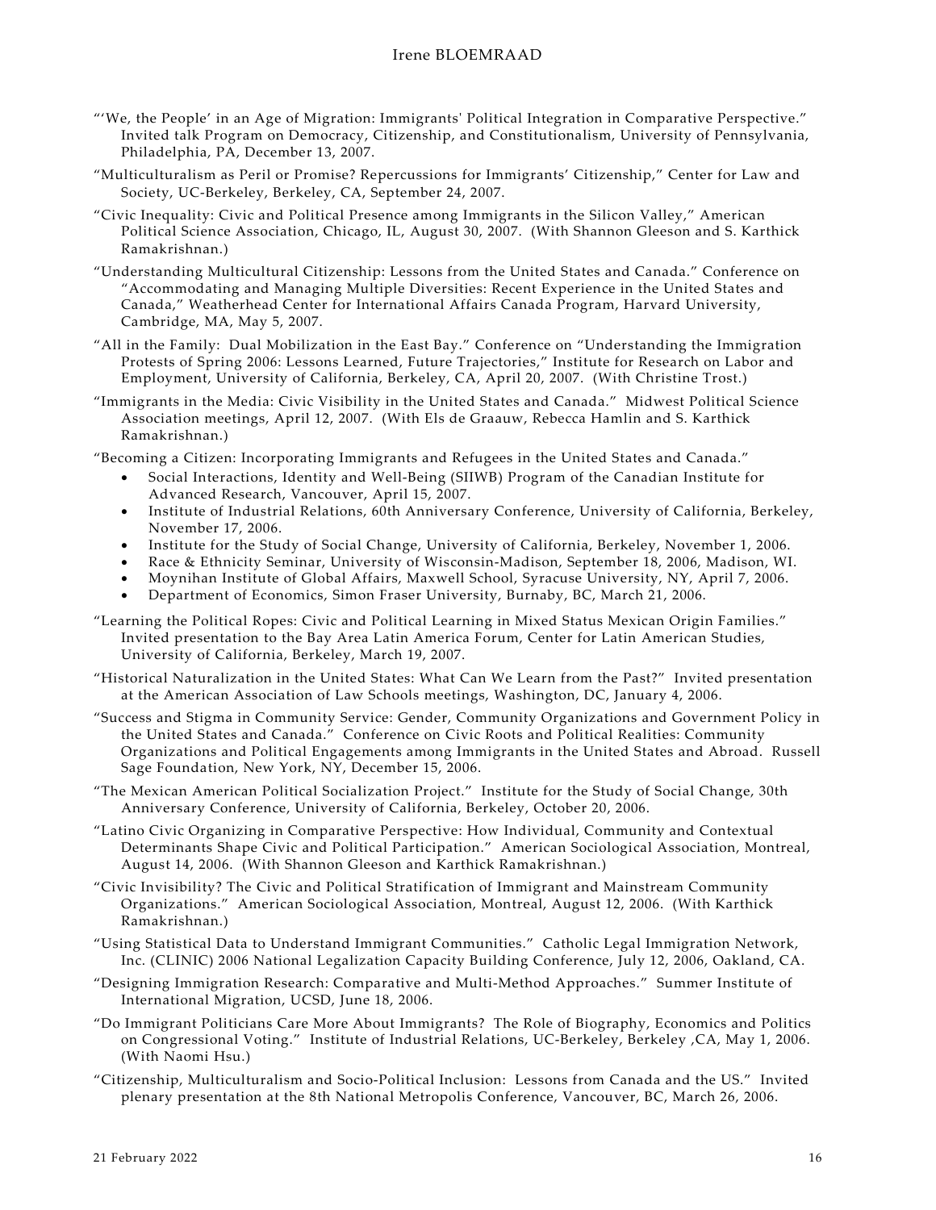"'We, the People' in an Age of Migration: Immigrants' Political Integration in Comparative Perspective." Invited talk Program on Democracy, Citizenship, and Constitutionalism, University of Pennsylvania, Philadelphia, PA, December 13, 2007.

"Multiculturalism as Peril or Promise? Repercussions for Immigrants' Citizenship," Center for Law and Society, UC-Berkeley, Berkeley, CA, September 24, 2007.

"Civic Inequality: Civic and Political Presence among Immigrants in the Silicon Valley," American Political Science Association, Chicago, IL, August 30, 2007. (With Shannon Gleeson and S. Karthick Ramakrishnan.)

"Understanding Multicultural Citizenship: Lessons from the United States and Canada." Conference on "Accommodating and Managing Multiple Diversities: Recent Experience in the United States and Canada," Weatherhead Center for International Affairs Canada Program, Harvard University, Cambridge, MA, May 5, 2007.

"All in the Family: Dual Mobilization in the East Bay." Conference on "Understanding the Immigration Protests of Spring 2006: Lessons Learned, Future Trajectories," Institute for Research on Labor and Employment, University of California, Berkeley, CA, April 20, 2007. (With Christine Trost.)

"Immigrants in the Media: Civic Visibility in the United States and Canada." Midwest Political Science Association meetings, April 12, 2007. (With Els de Graauw, Rebecca Hamlin and S. Karthick Ramakrishnan.)

"Becoming a Citizen: Incorporating Immigrants and Refugees in the United States and Canada."

- Social Interactions, Identity and Well-Being (SIIWB) Program of the Canadian Institute for Advanced Research, Vancouver, April 15, 2007.
- Institute of Industrial Relations, 60th Anniversary Conference, University of California, Berkeley, November 17, 2006.
- Institute for the Study of Social Change, University of California, Berkeley, November 1, 2006.
- Race & Ethnicity Seminar, University of Wisconsin-Madison, September 18, 2006, Madison, WI.
- Moynihan Institute of Global Affairs, Maxwell School, Syracuse University, NY, April 7, 2006.
- Department of Economics, Simon Fraser University, Burnaby, BC, March 21, 2006.

"Learning the Political Ropes: Civic and Political Learning in Mixed Status Mexican Origin Families." Invited presentation to the Bay Area Latin America Forum, Center for Latin American Studies, University of California, Berkeley, March 19, 2007.

"Historical Naturalization in the United States: What Can We Learn from the Past?" Invited presentation at the American Association of Law Schools meetings, Washington, DC, January 4, 2006.

"Success and Stigma in Community Service: Gender, Community Organizations and Government Policy in the United States and Canada." Conference on Civic Roots and Political Realities: Community Organizations and Political Engagements among Immigrants in the United States and Abroad. Russell Sage Foundation, New York, NY, December 15, 2006.

"The Mexican American Political Socialization Project." Institute for the Study of Social Change, 30th Anniversary Conference, University of California, Berkeley, October 20, 2006.

"Latino Civic Organizing in Comparative Perspective: How Individual, Community and Contextual Determinants Shape Civic and Political Participation." American Sociological Association, Montreal, August 14, 2006. (With Shannon Gleeson and Karthick Ramakrishnan.)

"Civic Invisibility? The Civic and Political Stratification of Immigrant and Mainstream Community Organizations." American Sociological Association, Montreal, August 12, 2006. (With Karthick Ramakrishnan.)

"Using Statistical Data to Understand Immigrant Communities." Catholic Legal Immigration Network, Inc. (CLINIC) 2006 National Legalization Capacity Building Conference, July 12, 2006, Oakland, CA.

"Designing Immigration Research: Comparative and Multi-Method Approaches." Summer Institute of International Migration, UCSD, June 18, 2006.

"Do Immigrant Politicians Care More About Immigrants? The Role of Biography, Economics and Politics on Congressional Voting." Institute of Industrial Relations, UC-Berkeley, Berkeley ,CA, May 1, 2006. (With Naomi Hsu.)

"Citizenship, Multiculturalism and Socio-Political Inclusion: Lessons from Canada and the US." Invited plenary presentation at the 8th National Metropolis Conference, Vancouver, BC, March 26, 2006.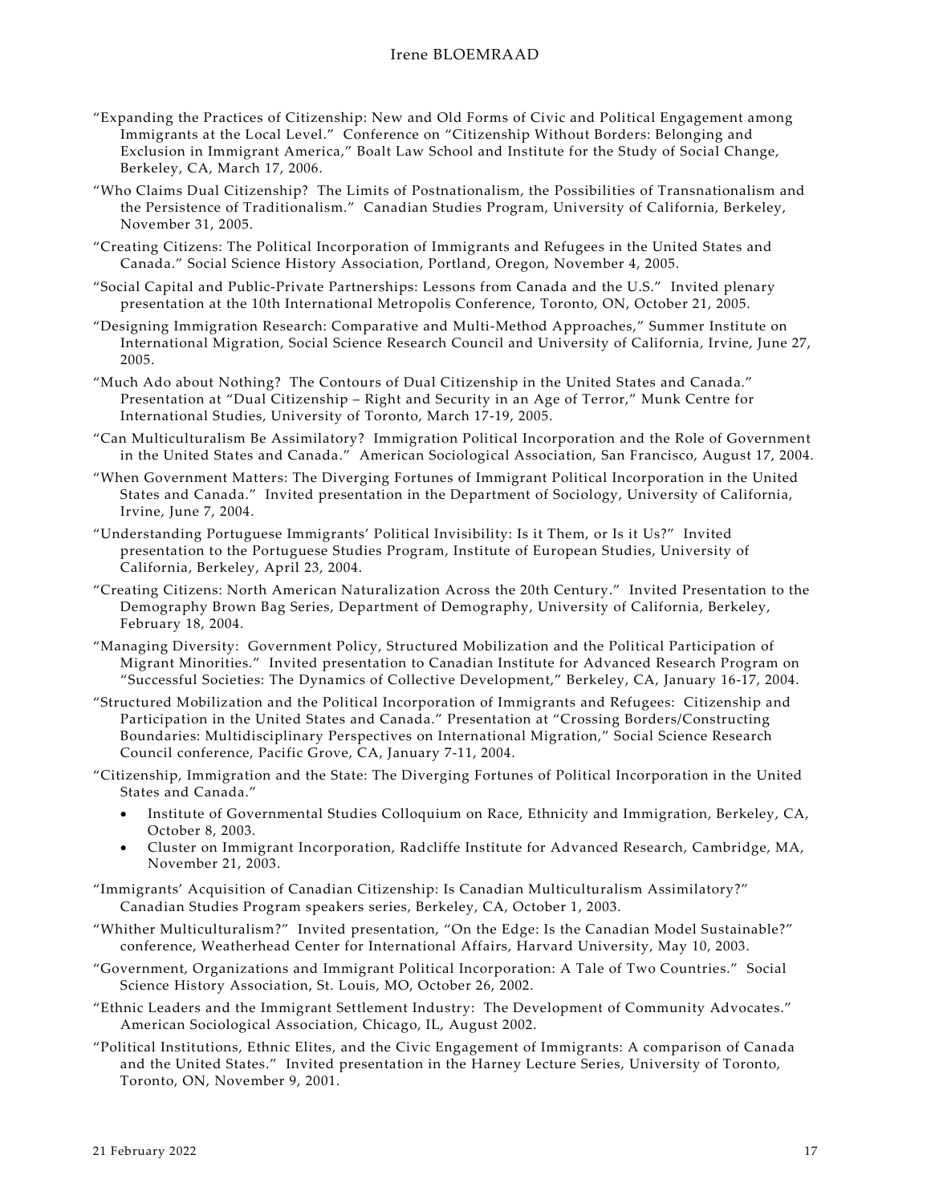"Expanding the Practices of Citizenship: New and Old Forms of Civic and Political Engagement among Immigrants at the Local Level." Conference on "Citizenship Without Borders: Belonging and Exclusion in Immigrant America," Boalt Law School and Institute for the Study of Social Change, Berkeley, CA, March 17, 2006.

"Who Claims Dual Citizenship? The Limits of Postnationalism, the Possibilities of Transnationalism and the Persistence of Traditionalism." Canadian Studies Program, University of California, Berkeley, November 31, 2005.

"Creating Citizens: The Political Incorporation of Immigrants and Refugees in the United States and Canada." Social Science History Association, Portland, Oregon, November 4, 2005.

"Social Capital and Public-Private Partnerships: Lessons from Canada and the U.S." Invited plenary presentation at the 10th International Metropolis Conference, Toronto, ON, October 21, 2005.

"Designing Immigration Research: Comparative and Multi-Method Approaches," Summer Institute on International Migration, Social Science Research Council and University of California, Irvine, June 27, 2005.

"Much Ado about Nothing? The Contours of Dual Citizenship in the United States and Canada." Presentation at "Dual Citizenship – Right and Security in an Age of Terror," Munk Centre for International Studies, University of Toronto, March 17-19, 2005.

"Can Multiculturalism Be Assimilatory? Immigration Political Incorporation and the Role of Government in the United States and Canada." American Sociological Association, San Francisco, August 17, 2004.

"When Government Matters: The Diverging Fortunes of Immigrant Political Incorporation in the United States and Canada." Invited presentation in the Department of Sociology, University of California, Irvine, June 7, 2004.

"Understanding Portuguese Immigrants' Political Invisibility: Is it Them, or Is it Us?" Invited presentation to the Portuguese Studies Program, Institute of European Studies, University of California, Berkeley, April 23, 2004.

"Creating Citizens: North American Naturalization Across the 20th Century." Invited Presentation to the Demography Brown Bag Series, Department of Demography, University of California, Berkeley, February 18, 2004.

"Managing Diversity: Government Policy, Structured Mobilization and the Political Participation of Migrant Minorities." Invited presentation to Canadian Institute for Advanced Research Program on "Successful Societies: The Dynamics of Collective Development," Berkeley, CA, January 16-17, 2004.

"Structured Mobilization and the Political Incorporation of Immigrants and Refugees: Citizenship and Participation in the United States and Canada." Presentation at "Crossing Borders/Constructing Boundaries: Multidisciplinary Perspectives on International Migration," Social Science Research Council conference, Pacific Grove, CA, January 7-11, 2004.

"Citizenship, Immigration and the State: The Diverging Fortunes of Political Incorporation in the United States and Canada."

- Institute of Governmental Studies Colloquium on Race, Ethnicity and Immigration, Berkeley, CA, October 8, 2003.
- Cluster on Immigrant Incorporation, Radcliffe Institute for Advanced Research, Cambridge, MA, November 21, 2003.

"Immigrants' Acquisition of Canadian Citizenship: Is Canadian Multiculturalism Assimilatory?" Canadian Studies Program speakers series, Berkeley, CA, October 1, 2003.

"Whither Multiculturalism?" Invited presentation, "On the Edge: Is the Canadian Model Sustainable?" conference, Weatherhead Center for International Affairs, Harvard University, May 10, 2003.

"Government, Organizations and Immigrant Political Incorporation: A Tale of Two Countries." Social Science History Association, St. Louis, MO, October 26, 2002.

"Ethnic Leaders and the Immigrant Settlement Industry: The Development of Community Advocates." American Sociological Association, Chicago, IL, August 2002.

"Political Institutions, Ethnic Elites, and the Civic Engagement of Immigrants: A comparison of Canada and the United States." Invited presentation in the Harney Lecture Series, University of Toronto, Toronto, ON, November 9, 2001.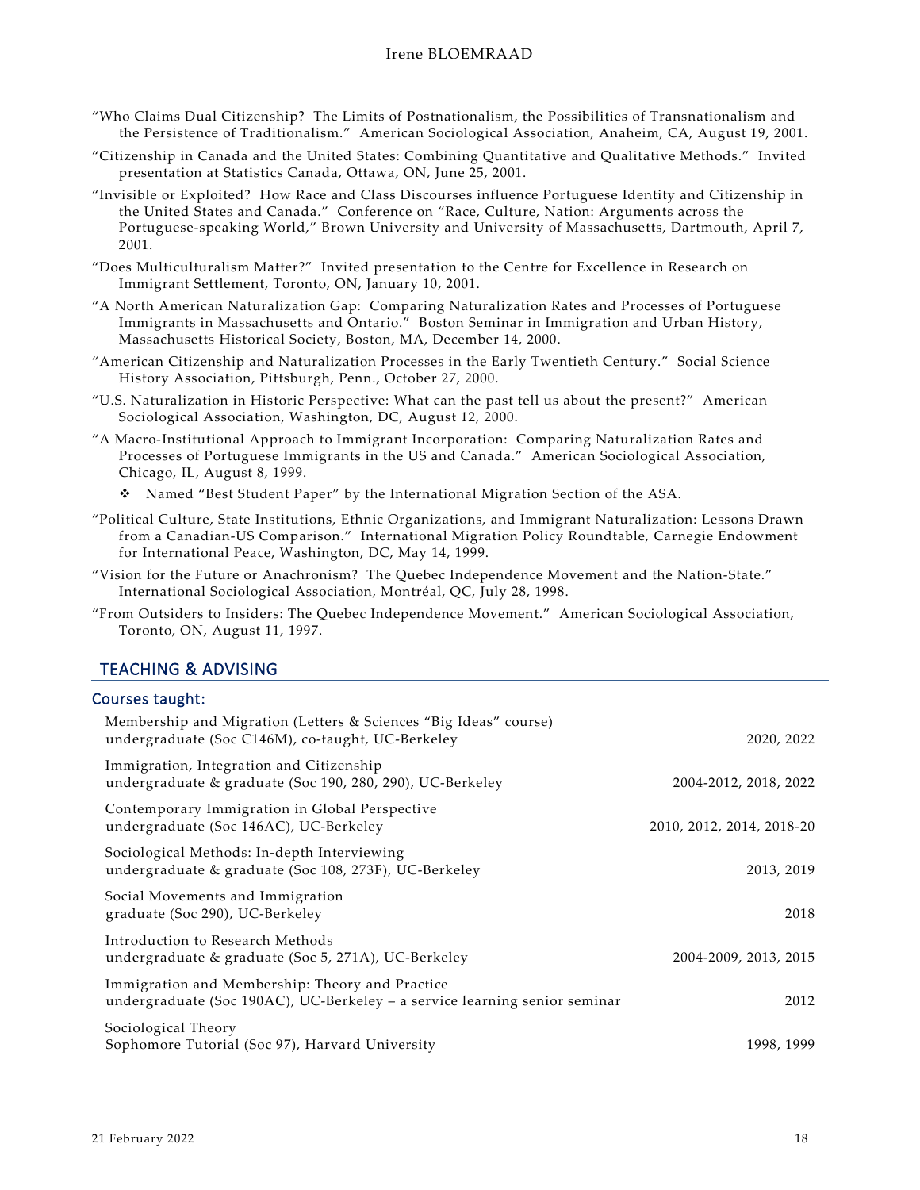"Who Claims Dual Citizenship? The Limits of Postnationalism, the Possibilities of Transnationalism and the Persistence of Traditionalism." American Sociological Association, Anaheim, CA, August 19, 2001.

"Citizenship in Canada and the United States: Combining Quantitative and Qualitative Methods." Invited presentation at Statistics Canada, Ottawa, ON, June 25, 2001.

"Invisible or Exploited? How Race and Class Discourses influence Portuguese Identity and Citizenship in the United States and Canada." Conference on "Race, Culture, Nation: Arguments across the Portuguese-speaking World," Brown University and University of Massachusetts, Dartmouth, April 7, 2001.

"Does Multiculturalism Matter?" Invited presentation to the Centre for Excellence in Research on Immigrant Settlement, Toronto, ON, January 10, 2001.

"A North American Naturalization Gap: Comparing Naturalization Rates and Processes of Portuguese Immigrants in Massachusetts and Ontario." Boston Seminar in Immigration and Urban History, Massachusetts Historical Society, Boston, MA, December 14, 2000.

"American Citizenship and Naturalization Processes in the Early Twentieth Century." Social Science History Association, Pittsburgh, Penn., October 27, 2000.

"U.S. Naturalization in Historic Perspective: What can the past tell us about the present?" American Sociological Association, Washington, DC, August 12, 2000.

"A Macro-Institutional Approach to Immigrant Incorporation: Comparing Naturalization Rates and Processes of Portuguese Immigrants in the US and Canada." American Sociological Association, Chicago, IL, August 8, 1999.

- Named "Best Student Paper" by the International Migration Section of the ASA.

"Political Culture, State Institutions, Ethnic Organizations, and Immigrant Naturalization: Lessons Drawn from a Canadian-US Comparison." International Migration Policy Roundtable, Carnegie Endowment for International Peace, Washington, DC, May 14, 1999.

"Vision for the Future or Anachronism? The Quebec Independence Movement and the Nation-State." International Sociological Association, Montréal, QC, July 28, 1998.

"From Outsiders to Insiders: The Quebec Independence Movement." American Sociological Association, Toronto, ON, August 11, 1997.

## TEACHING & ADVISING

### Courses taught:

| Course | Years |
|---|---|
| Membership and Migration (Letters & Sciences "Big Ideas" course) undergraduate (Soc C146M), co-taught, UC-Berkeley | 2020, 2022 |
| Immigration, Integration and Citizenship undergraduate & graduate (Soc 190, 280, 290), UC-Berkeley | 2004-2012, 2018, 2022 |
| Contemporary Immigration in Global Perspective undergraduate (Soc 146AC), UC-Berkeley | 2010, 2012, 2014, 2018-20 |
| Sociological Methods: In-depth Interviewing undergraduate & graduate (Soc 108, 273F), UC-Berkeley | 2013, 2019 |
| Social Movements and Immigration graduate (Soc 290), UC-Berkeley | 2018 |
| Introduction to Research Methods undergraduate & graduate (Soc 5, 271A), UC-Berkeley | 2004-2009, 2013, 2015 |
| Immigration and Membership: Theory and Practice undergraduate (Soc 190AC), UC-Berkeley – a service learning senior seminar | 2012 |
| Sociological Theory Sophomore Tutorial (Soc 97), Harvard University | 1998, 1999 |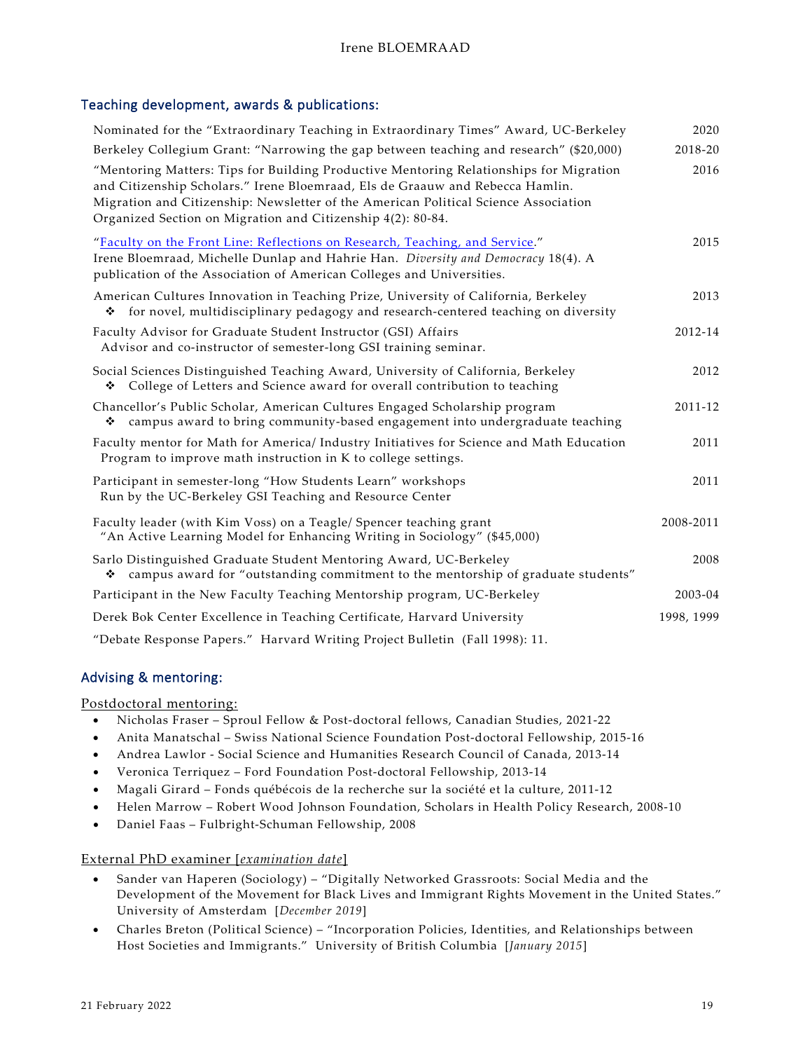## Teaching development, awards & publications:

| | |
|---|---|
| Nominated for the "Extraordinary Teaching in Extraordinary Times" Award, UC-Berkeley | 2020 |
| Berkeley Collegium Grant: "Narrowing the gap between teaching and research" ($20,000) | 2018-20 |
| "Mentoring Matters: Tips for Building Productive Mentoring Relationships for Migration and Citizenship Scholars." Irene Bloemraad, Els de Graauw and Rebecca Hamlin. Migration and Citizenship: Newsletter of the American Political Science Association Organized Section on Migration and Citizenship 4(2): 80-84. | 2016 |
| "Faculty on the Front Line: Reflections on Research, Teaching, and Service." Irene Bloemraad, Michelle Dunlap and Hahrie Han. *Diversity and Democracy* 18(4). A publication of the Association of American Colleges and Universities. | 2015 |
| American Cultures Innovation in Teaching Prize, University of California, Berkeley<br>❖ for novel, multidisciplinary pedagogy and research-centered teaching on diversity | 2013 |
| Faculty Advisor for Graduate Student Instructor (GSI) Affairs<br>Advisor and co-instructor of semester-long GSI training seminar. | 2012-14 |
| Social Sciences Distinguished Teaching Award, University of California, Berkeley<br>❖ College of Letters and Science award for overall contribution to teaching | 2012 |
| Chancellor's Public Scholar, American Cultures Engaged Scholarship program<br>❖ campus award to bring community-based engagement into undergraduate teaching | 2011-12 |
| Faculty mentor for Math for America/ Industry Initiatives for Science and Math Education Program to improve math instruction in K to college settings. | 2011 |
| Participant in semester-long "How Students Learn" workshops<br>Run by the UC-Berkeley GSI Teaching and Resource Center | 2011 |
| Faculty leader (with Kim Voss) on a Teagle/ Spencer teaching grant<br>"An Active Learning Model for Enhancing Writing in Sociology" ($45,000) | 2008-2011 |
| Sarlo Distinguished Graduate Student Mentoring Award, UC-Berkeley<br>❖ campus award for "outstanding commitment to the mentorship of graduate students" | 2008 |
| Participant in the New Faculty Teaching Mentorship program, UC-Berkeley | 2003-04 |
| Derek Bok Center Excellence in Teaching Certificate, Harvard University | 1998, 1999 |
| "Debate Response Papers." Harvard Writing Project Bulletin (Fall 1998): 11. | |

## Advising & mentoring:

Postdoctoral mentoring:

- Nicholas Fraser – Sproul Fellow & Post-doctoral fellows, Canadian Studies, 2021-22
- Anita Manatschal – Swiss National Science Foundation Post-doctoral Fellowship, 2015-16
- Andrea Lawlor - Social Science and Humanities Research Council of Canada, 2013-14
- Veronica Terriquez – Ford Foundation Post-doctoral Fellowship, 2013-14
- Magali Girard – Fonds québécois de la recherche sur la société et la culture, 2011-12
- Helen Marrow – Robert Wood Johnson Foundation, Scholars in Health Policy Research, 2008-10
- Daniel Faas – Fulbright-Schuman Fellowship, 2008

External PhD examiner [*examination date*]

- Sander van Haperen (Sociology) – "Digitally Networked Grassroots: Social Media and the Development of the Movement for Black Lives and Immigrant Rights Movement in the United States." University of Amsterdam [*December 2019*]
- Charles Breton (Political Science) – "Incorporation Policies, Identities, and Relationships between Host Societies and Immigrants." University of British Columbia [*January 2015*]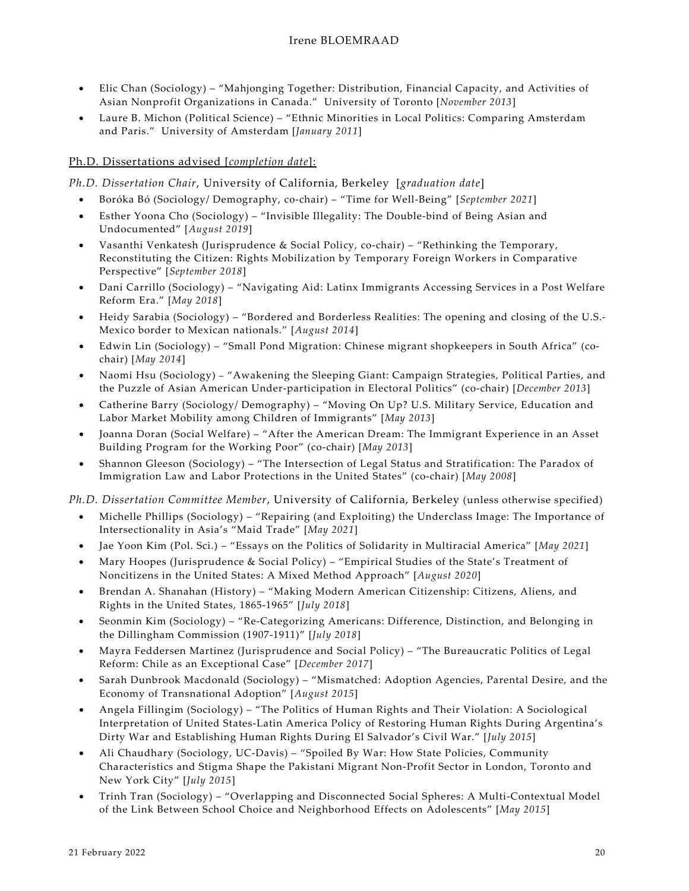- Elic Chan (Sociology) – "Mahjonging Together: Distribution, Financial Capacity, and Activities of Asian Nonprofit Organizations in Canada." University of Toronto [*November 2013*]
- Laure B. Michon (Political Science) – "Ethnic Minorities in Local Politics: Comparing Amsterdam and Paris." University of Amsterdam [*January 2011*]

Ph.D. Dissertations advised [*completion date*]:

*Ph.D. Dissertation Chair*, University of California, Berkeley [*graduation date*]

- Boróka Bó (Sociology/ Demography, co-chair) – "Time for Well-Being" [*September 2021*]
- Esther Yoona Cho (Sociology) – "Invisible Illegality: The Double-bind of Being Asian and Undocumented" [*August 2019*]
- Vasanthi Venkatesh (Jurisprudence & Social Policy, co-chair) – "Rethinking the Temporary, Reconstituting the Citizen: Rights Mobilization by Temporary Foreign Workers in Comparative Perspective" [*September 2018*]
- Dani Carrillo (Sociology) – "Navigating Aid: Latinx Immigrants Accessing Services in a Post Welfare Reform Era." [*May 2018*]
- Heidy Sarabia (Sociology) – "Bordered and Borderless Realities: The opening and closing of the U.S.-Mexico border to Mexican nationals." [*August 2014*]
- Edwin Lin (Sociology) – "Small Pond Migration: Chinese migrant shopkeepers in South Africa" (co-chair) [*May 2014*]
- Naomi Hsu (Sociology) – "Awakening the Sleeping Giant: Campaign Strategies, Political Parties, and the Puzzle of Asian American Under-participation in Electoral Politics" (co-chair) [*December 2013*]
- Catherine Barry (Sociology/ Demography) – "Moving On Up? U.S. Military Service, Education and Labor Market Mobility among Children of Immigrants" [*May 2013*]
- Joanna Doran (Social Welfare) – "After the American Dream: The Immigrant Experience in an Asset Building Program for the Working Poor" (co-chair) [*May 2013*]
- Shannon Gleeson (Sociology) – "The Intersection of Legal Status and Stratification: The Paradox of Immigration Law and Labor Protections in the United States" (co-chair) [*May 2008*]

*Ph.D. Dissertation Committee Member*, University of California, Berkeley (unless otherwise specified)

- Michelle Phillips (Sociology) – "Repairing (and Exploiting) the Underclass Image: The Importance of Intersectionality in Asia's "Maid Trade" [*May 2021*]
- Jae Yoon Kim (Pol. Sci.) – "Essays on the Politics of Solidarity in Multiracial America" [*May 2021*]
- Mary Hoopes (Jurisprudence & Social Policy) – "Empirical Studies of the State's Treatment of Noncitizens in the United States: A Mixed Method Approach" [*August 2020*]
- Brendan A. Shanahan (History) – "Making Modern American Citizenship: Citizens, Aliens, and Rights in the United States, 1865-1965" [*July 2018*]
- Seonmin Kim (Sociology) – "Re-Categorizing Americans: Difference, Distinction, and Belonging in the Dillingham Commission (1907-1911)" [*July 2018*]
- Mayra Feddersen Martinez (Jurisprudence and Social Policy) – "The Bureaucratic Politics of Legal Reform: Chile as an Exceptional Case" [*December 2017*]
- Sarah Dunbrook Macdonald (Sociology) – "Mismatched: Adoption Agencies, Parental Desire, and the Economy of Transnational Adoption" [*August 2015*]
- Angela Fillingim (Sociology) – "The Politics of Human Rights and Their Violation: A Sociological Interpretation of United States-Latin America Policy of Restoring Human Rights During Argentina's Dirty War and Establishing Human Rights During El Salvador's Civil War." [*July 2015*]
- Ali Chaudhary (Sociology, UC-Davis) – "Spoiled By War: How State Policies, Community Characteristics and Stigma Shape the Pakistani Migrant Non-Profit Sector in London, Toronto and New York City" [*July 2015*]
- Trinh Tran (Sociology) – "Overlapping and Disconnected Social Spheres: A Multi-Contextual Model of the Link Between School Choice and Neighborhood Effects on Adolescents" [*May 2015*]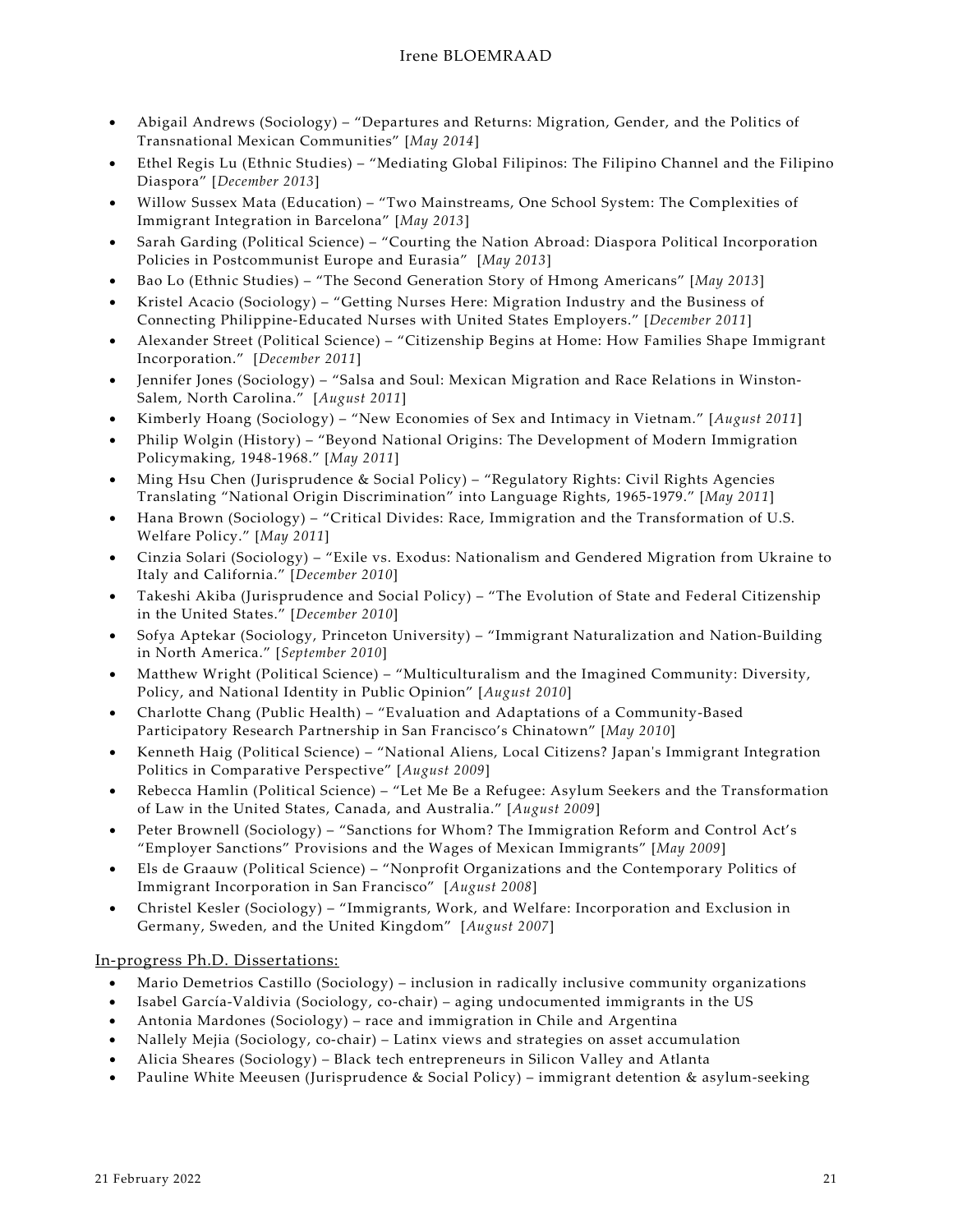- Abigail Andrews (Sociology) – "Departures and Returns: Migration, Gender, and the Politics of Transnational Mexican Communities" [*May 2014*]
- Ethel Regis Lu (Ethnic Studies) – "Mediating Global Filipinos: The Filipino Channel and the Filipino Diaspora" [*December 2013*]
- Willow Sussex Mata (Education) – "Two Mainstreams, One School System: The Complexities of Immigrant Integration in Barcelona" [*May 2013*]
- Sarah Garding (Political Science) – "Courting the Nation Abroad: Diaspora Political Incorporation Policies in Postcommunist Europe and Eurasia" [*May 2013*]
- Bao Lo (Ethnic Studies) – "The Second Generation Story of Hmong Americans" [*May 2013*]
- Kristel Acacio (Sociology) – "Getting Nurses Here: Migration Industry and the Business of Connecting Philippine-Educated Nurses with United States Employers." [*December 2011*]
- Alexander Street (Political Science) – "Citizenship Begins at Home: How Families Shape Immigrant Incorporation." [*December 2011*]
- Jennifer Jones (Sociology) – "Salsa and Soul: Mexican Migration and Race Relations in Winston-Salem, North Carolina." [*August 2011*]
- Kimberly Hoang (Sociology) – "New Economies of Sex and Intimacy in Vietnam." [*August 2011*]
- Philip Wolgin (History) – "Beyond National Origins: The Development of Modern Immigration Policymaking, 1948-1968." [*May 2011*]
- Ming Hsu Chen (Jurisprudence & Social Policy) – "Regulatory Rights: Civil Rights Agencies Translating "National Origin Discrimination" into Language Rights, 1965-1979." [*May 2011*]
- Hana Brown (Sociology) – "Critical Divides: Race, Immigration and the Transformation of U.S. Welfare Policy." [*May 2011*]
- Cinzia Solari (Sociology) – "Exile vs. Exodus: Nationalism and Gendered Migration from Ukraine to Italy and California." [*December 2010*]
- Takeshi Akiba (Jurisprudence and Social Policy) – "The Evolution of State and Federal Citizenship in the United States." [*December 2010*]
- Sofya Aptekar (Sociology, Princeton University) – "Immigrant Naturalization and Nation-Building in North America." [*September 2010*]
- Matthew Wright (Political Science) – "Multiculturalism and the Imagined Community: Diversity, Policy, and National Identity in Public Opinion" [*August 2010*]
- Charlotte Chang (Public Health) – "Evaluation and Adaptations of a Community-Based Participatory Research Partnership in San Francisco's Chinatown" [*May 2010*]
- Kenneth Haig (Political Science) – "National Aliens, Local Citizens? Japan's Immigrant Integration Politics in Comparative Perspective" [*August 2009*]
- Rebecca Hamlin (Political Science) – "Let Me Be a Refugee: Asylum Seekers and the Transformation of Law in the United States, Canada, and Australia." [*August 2009*]
- Peter Brownell (Sociology) – "Sanctions for Whom? The Immigration Reform and Control Act's "Employer Sanctions" Provisions and the Wages of Mexican Immigrants" [*May 2009*]
- Els de Graauw (Political Science) – "Nonprofit Organizations and the Contemporary Politics of Immigrant Incorporation in San Francisco" [*August 2008*]
- Christel Kesler (Sociology) – "Immigrants, Work, and Welfare: Incorporation and Exclusion in Germany, Sweden, and the United Kingdom" [*August 2007*]

## In-progress Ph.D. Dissertations:

- Mario Demetrios Castillo (Sociology) – inclusion in radically inclusive community organizations
- Isabel García-Valdivia (Sociology, co-chair) – aging undocumented immigrants in the US
- Antonia Mardones (Sociology) – race and immigration in Chile and Argentina
- Nallely Mejia (Sociology, co-chair) – Latinx views and strategies on asset accumulation
- Alicia Sheares (Sociology) – Black tech entrepreneurs in Silicon Valley and Atlanta
- Pauline White Meeusen (Jurisprudence & Social Policy) – immigrant detention & asylum-seeking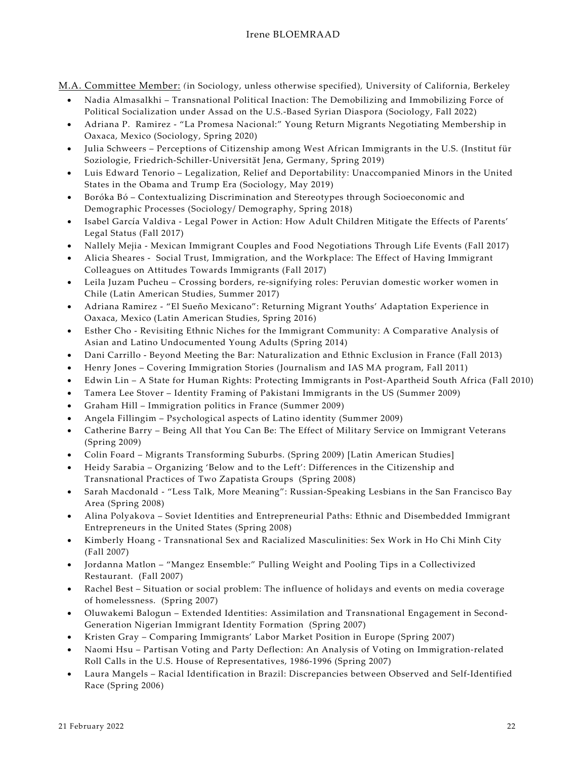<u>M.A. Committee Member:</u> (in Sociology, unless otherwise specified), University of California, Berkeley

- Nadia Almasalkhi – Transnational Political Inaction: The Demobilizing and Immobilizing Force of Political Socialization under Assad on the U.S.-Based Syrian Diaspora (Sociology, Fall 2022)
- Adriana P. Ramirez - "La Promesa Nacional:" Young Return Migrants Negotiating Membership in Oaxaca, Mexico (Sociology, Spring 2020)
- Julia Schweers – Perceptions of Citizenship among West African Immigrants in the U.S. (Institut für Soziologie, Friedrich-Schiller-Universität Jena, Germany, Spring 2019)
- Luis Edward Tenorio – Legalization, Relief and Deportability: Unaccompanied Minors in the United States in the Obama and Trump Era (Sociology, May 2019)
- Boróka Bó – Contextualizing Discrimination and Stereotypes through Socioeconomic and Demographic Processes (Sociology/ Demography, Spring 2018)
- Isabel García Valdiva - Legal Power in Action: How Adult Children Mitigate the Effects of Parents' Legal Status (Fall 2017)
- Nallely Mejia - Mexican Immigrant Couples and Food Negotiations Through Life Events (Fall 2017)
- Alicia Sheares - Social Trust, Immigration, and the Workplace: The Effect of Having Immigrant Colleagues on Attitudes Towards Immigrants (Fall 2017)
- Leila Juzam Pucheu – Crossing borders, re-signifying roles: Peruvian domestic worker women in Chile (Latin American Studies, Summer 2017)
- Adriana Ramirez - "El Sueño Mexicano": Returning Migrant Youths' Adaptation Experience in Oaxaca, Mexico (Latin American Studies, Spring 2016)
- Esther Cho - Revisiting Ethnic Niches for the Immigrant Community: A Comparative Analysis of Asian and Latino Undocumented Young Adults (Spring 2014)
- Dani Carrillo - Beyond Meeting the Bar: Naturalization and Ethnic Exclusion in France (Fall 2013)
- Henry Jones – Covering Immigration Stories (Journalism and IAS MA program, Fall 2011)
- Edwin Lin – A State for Human Rights: Protecting Immigrants in Post-Apartheid South Africa (Fall 2010)
- Tamera Lee Stover – Identity Framing of Pakistani Immigrants in the US (Summer 2009)
- Graham Hill – Immigration politics in France (Summer 2009)
- Angela Fillingim – Psychological aspects of Latino identity (Summer 2009)
- Catherine Barry – Being All that You Can Be: The Effect of Military Service on Immigrant Veterans (Spring 2009)
- Colin Foard – Migrants Transforming Suburbs. (Spring 2009) [Latin American Studies]
- Heidy Sarabia – Organizing 'Below and to the Left': Differences in the Citizenship and Transnational Practices of Two Zapatista Groups (Spring 2008)
- Sarah Macdonald - "Less Talk, More Meaning": Russian-Speaking Lesbians in the San Francisco Bay Area (Spring 2008)
- Alina Polyakova – Soviet Identities and Entrepreneurial Paths: Ethnic and Disembedded Immigrant Entrepreneurs in the United States (Spring 2008)
- Kimberly Hoang - Transnational Sex and Racialized Masculinities: Sex Work in Ho Chi Minh City (Fall 2007)
- Jordanna Matlon – "Mangez Ensemble:" Pulling Weight and Pooling Tips in a Collectivized Restaurant. (Fall 2007)
- Rachel Best – Situation or social problem: The influence of holidays and events on media coverage of homelessness. (Spring 2007)
- Oluwakemi Balogun – Extended Identities: Assimilation and Transnational Engagement in Second-Generation Nigerian Immigrant Identity Formation (Spring 2007)
- Kristen Gray – Comparing Immigrants' Labor Market Position in Europe (Spring 2007)
- Naomi Hsu – Partisan Voting and Party Deflection: An Analysis of Voting on Immigration-related Roll Calls in the U.S. House of Representatives, 1986-1996 (Spring 2007)
- Laura Mangels – Racial Identification in Brazil: Discrepancies between Observed and Self-Identified Race (Spring 2006)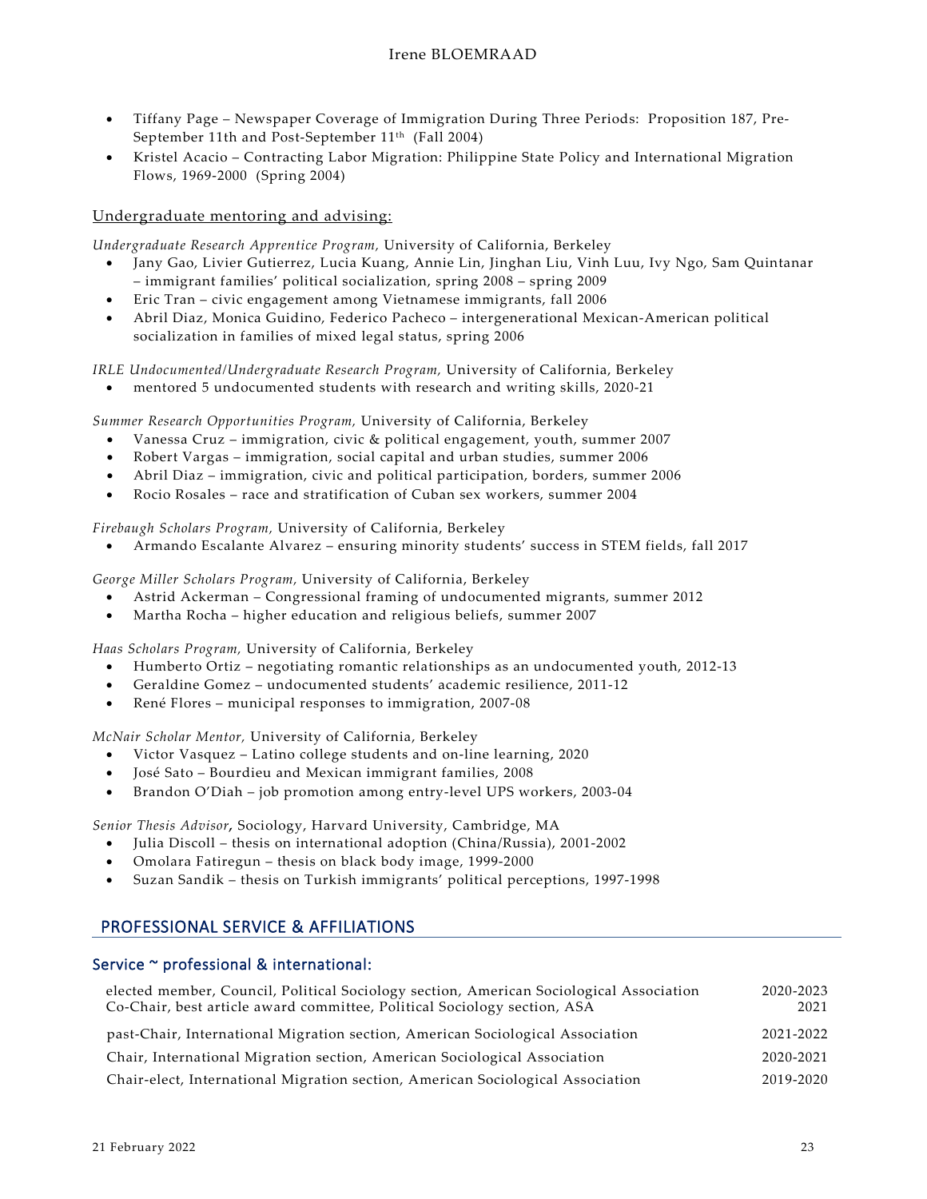- Tiffany Page – Newspaper Coverage of Immigration During Three Periods: Proposition 187, Pre-September 11th and Post-September 11th (Fall 2004)
- Kristel Acacio – Contracting Labor Migration: Philippine State Policy and International Migration Flows, 1969-2000 (Spring 2004)

Undergraduate mentoring and advising:

*Undergraduate Research Apprentice Program,* University of California, Berkeley

- Jany Gao, Livier Gutierrez, Lucia Kuang, Annie Lin, Jinghan Liu, Vinh Luu, Ivy Ngo, Sam Quintanar – immigrant families' political socialization, spring 2008 – spring 2009
- Eric Tran – civic engagement among Vietnamese immigrants, fall 2006
- Abril Diaz, Monica Guidino, Federico Pacheco – intergenerational Mexican-American political socialization in families of mixed legal status, spring 2006

*IRLE Undocumented/Undergraduate Research Program,* University of California, Berkeley

- mentored 5 undocumented students with research and writing skills, 2020-21

*Summer Research Opportunities Program,* University of California, Berkeley

- Vanessa Cruz – immigration, civic & political engagement, youth, summer 2007
- Robert Vargas – immigration, social capital and urban studies, summer 2006
- Abril Diaz – immigration, civic and political participation, borders, summer 2006
- Rocio Rosales – race and stratification of Cuban sex workers, summer 2004

*Firebaugh Scholars Program,* University of California, Berkeley

- Armando Escalante Alvarez – ensuring minority students' success in STEM fields, fall 2017

*George Miller Scholars Program,* University of California, Berkeley

- Astrid Ackerman – Congressional framing of undocumented migrants, summer 2012
- Martha Rocha – higher education and religious beliefs, summer 2007

*Haas Scholars Program,* University of California, Berkeley

- Humberto Ortiz – negotiating romantic relationships as an undocumented youth, 2012-13
- Geraldine Gomez – undocumented students' academic resilience, 2011-12
- René Flores – municipal responses to immigration, 2007-08

*McNair Scholar Mentor,* University of California, Berkeley

- Victor Vasquez – Latino college students and on-line learning, 2020
- José Sato – Bourdieu and Mexican immigrant families, 2008
- Brandon O'Diah – job promotion among entry-level UPS workers, 2003-04

*Senior Thesis Advisor***,** Sociology, Harvard University, Cambridge, MA

- Julia Discoll – thesis on international adoption (China/Russia), 2001-2002
- Omolara Fatiregun – thesis on black body image, 1999-2000
- Suzan Sandik – thesis on Turkish immigrants' political perceptions, 1997-1998

## PROFESSIONAL SERVICE & AFFILIATIONS

### Service ~ professional & international:

| | |
|---|---|
| elected member, Council, Political Sociology section, American Sociological Association | 2020-2023 |
| Co-Chair, best article award committee, Political Sociology section, ASA | 2021 |
| past-Chair, International Migration section, American Sociological Association | 2021-2022 |
| Chair, International Migration section, American Sociological Association | 2020-2021 |
| Chair-elect, International Migration section, American Sociological Association | 2019-2020 |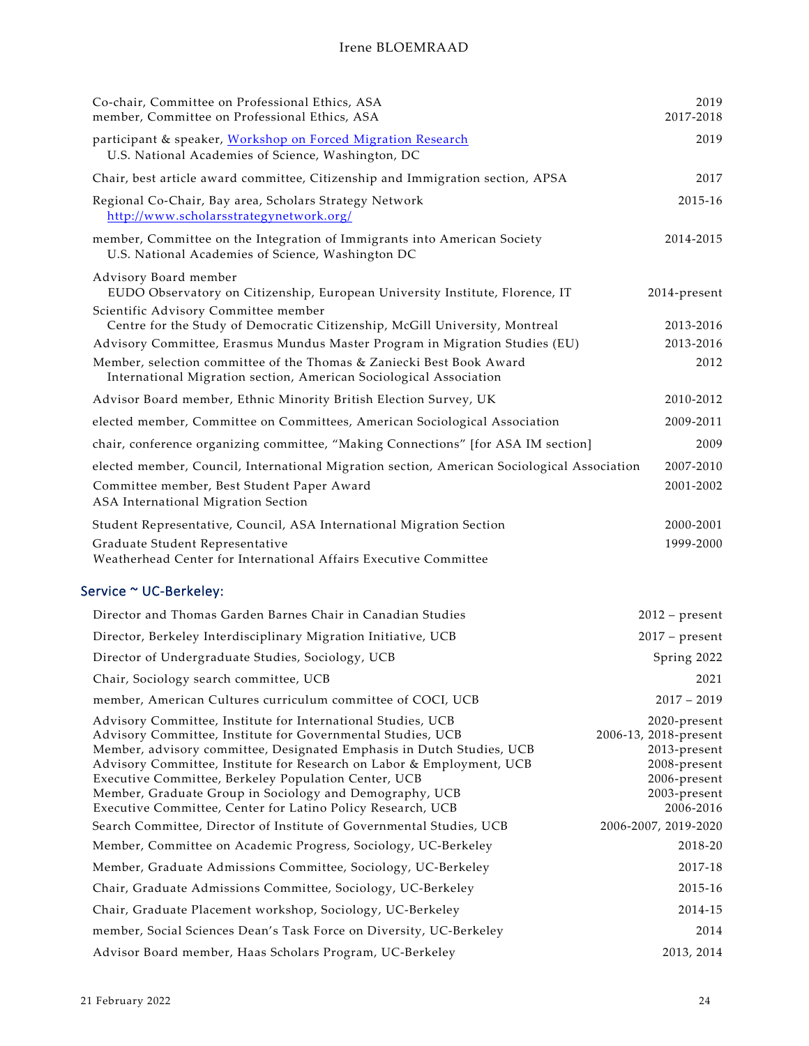| | |
|---|---|
| Co-chair, Committee on Professional Ethics, ASA | 2019 |
| member, Committee on Professional Ethics, ASA | 2017-2018 |
| participant & speaker, [Workshop on Forced Migration Research](#) U.S. National Academies of Science, Washington, DC | 2019 |
| Chair, best article award committee, Citizenship and Immigration section, APSA | 2017 |
| Regional Co-Chair, Bay area, Scholars Strategy Network [http://www.scholarsstrategynetwork.org/](http://www.scholarsstrategynetwork.org/) | 2015-16 |
| member, Committee on the Integration of Immigrants into American Society U.S. National Academies of Science, Washington DC | 2014-2015 |
| Advisory Board member EUDO Observatory on Citizenship, European University Institute, Florence, IT | 2014-present |
| Scientific Advisory Committee member Centre for the Study of Democratic Citizenship, McGill University, Montreal | 2013-2016 |
| Advisory Committee, Erasmus Mundus Master Program in Migration Studies (EU) | 2013-2016 |
| Member, selection committee of the Thomas & Zaniecki Best Book Award International Migration section, American Sociological Association | 2012 |
| Advisor Board member, Ethnic Minority British Election Survey, UK | 2010-2012 |
| elected member, Committee on Committees, American Sociological Association | 2009-2011 |
| chair, conference organizing committee, "Making Connections" [for ASA IM section] | 2009 |
| elected member, Council, International Migration section, American Sociological Association | 2007-2010 |
| Committee member, Best Student Paper Award ASA International Migration Section | 2001-2002 |
| Student Representative, Council, ASA International Migration Section | 2000-2001 |
| Graduate Student Representative Weatherhead Center for International Affairs Executive Committee | 1999-2000 |

## Service ~ UC-Berkeley:

| | |
|---|---|
| Director and Thomas Garden Barnes Chair in Canadian Studies | 2012 – present |
| Director, Berkeley Interdisciplinary Migration Initiative, UCB | 2017 – present |
| Director of Undergraduate Studies, Sociology, UCB | Spring 2022 |
| Chair, Sociology search committee, UCB | 2021 |
| member, American Cultures curriculum committee of COCI, UCB | 2017 – 2019 |
| Advisory Committee, Institute for International Studies, UCB | 2020-present |
| Advisory Committee, Institute for Governmental Studies, UCB | 2006-13, 2018-present |
| Member, advisory committee, Designated Emphasis in Dutch Studies, UCB | 2013-present |
| Advisory Committee, Institute for Research on Labor & Employment, UCB | 2008-present |
| Executive Committee, Berkeley Population Center, UCB | 2006-present |
| Member, Graduate Group in Sociology and Demography, UCB | 2003-present |
| Executive Committee, Center for Latino Policy Research, UCB | 2006-2016 |
| Search Committee, Director of Institute of Governmental Studies, UCB | 2006-2007, 2019-2020 |
| Member, Committee on Academic Progress, Sociology, UC-Berkeley | 2018-20 |
| Member, Graduate Admissions Committee, Sociology, UC-Berkeley | 2017-18 |
| Chair, Graduate Admissions Committee, Sociology, UC-Berkeley | 2015-16 |
| Chair, Graduate Placement workshop, Sociology, UC-Berkeley | 2014-15 |
| member, Social Sciences Dean's Task Force on Diversity, UC-Berkeley | 2014 |
| Advisor Board member, Haas Scholars Program, UC-Berkeley | 2013, 2014 |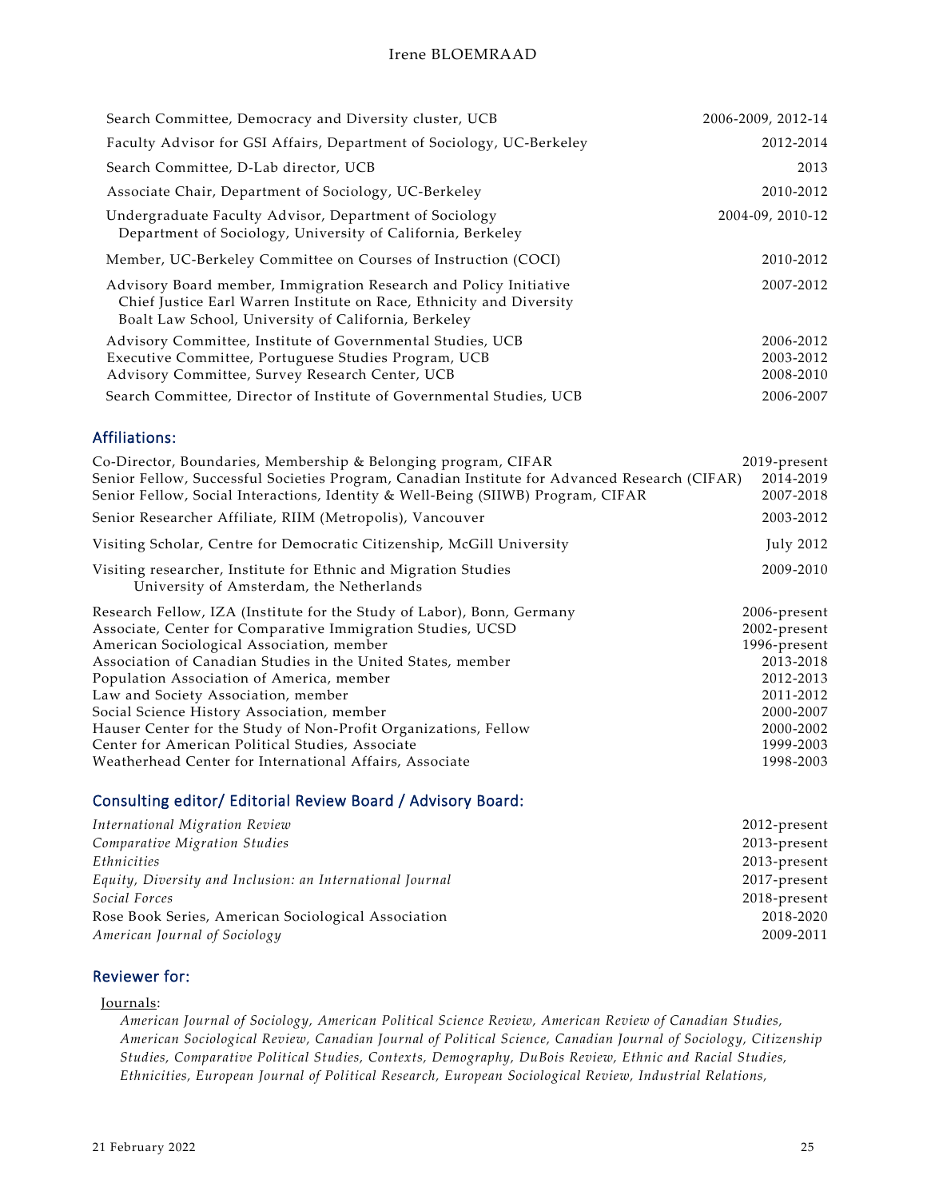| | |
|---|---|
| Search Committee, Democracy and Diversity cluster, UCB | 2006-2009, 2012-14 |
| Faculty Advisor for GSI Affairs, Department of Sociology, UC-Berkeley | 2012-2014 |
| Search Committee, D-Lab director, UCB | 2013 |
| Associate Chair, Department of Sociology, UC-Berkeley | 2010-2012 |
| Undergraduate Faculty Advisor, Department of Sociology<br>Department of Sociology, University of California, Berkeley | 2004-09, 2010-12 |
| Member, UC-Berkeley Committee on Courses of Instruction (COCI) | 2010-2012 |
| Advisory Board member, Immigration Research and Policy Initiative<br>Chief Justice Earl Warren Institute on Race, Ethnicity and Diversity<br>Boalt Law School, University of California, Berkeley | 2007-2012 |
| Advisory Committee, Institute of Governmental Studies, UCB | 2006-2012 |
| Executive Committee, Portuguese Studies Program, UCB | 2003-2012 |
| Advisory Committee, Survey Research Center, UCB | 2008-2010 |
| Search Committee, Director of Institute of Governmental Studies, UCB | 2006-2007 |

## Affiliations:

| | |
|---|---|
| Co-Director, Boundaries, Membership & Belonging program, CIFAR | 2019-present |
| Senior Fellow, Successful Societies Program, Canadian Institute for Advanced Research (CIFAR) | 2014-2019 |
| Senior Fellow, Social Interactions, Identity & Well-Being (SIIWB) Program, CIFAR | 2007-2018 |
| Senior Researcher Affiliate, RIIM (Metropolis), Vancouver | 2003-2012 |
| Visiting Scholar, Centre for Democratic Citizenship, McGill University | July 2012 |
| Visiting researcher, Institute for Ethnic and Migration Studies<br>University of Amsterdam, the Netherlands | 2009-2010 |
| Research Fellow, IZA (Institute for the Study of Labor), Bonn, Germany | 2006-present |
| Associate, Center for Comparative Immigration Studies, UCSD | 2002-present |
| American Sociological Association, member | 1996-present |
| Association of Canadian Studies in the United States, member | 2013-2018 |
| Population Association of America, member | 2012-2013 |
| Law and Society Association, member | 2011-2012 |
| Social Science History Association, member | 2000-2007 |
| Hauser Center for the Study of Non-Profit Organizations, Fellow | 2000-2002 |
| Center for American Political Studies, Associate | 1999-2003 |
| Weatherhead Center for International Affairs, Associate | 1998-2003 |

## Consulting editor/ Editorial Review Board / Advisory Board:

| | |
|---|---|
| *International Migration Review* | 2012-present |
| *Comparative Migration Studies* | 2013-present |
| *Ethnicities* | 2013-present |
| *Equity, Diversity and Inclusion: an International Journal* | 2017-present |
| *Social Forces* | 2018-present |
| Rose Book Series, American Sociological Association | 2018-2020 |
| *American Journal of Sociology* | 2009-2011 |

## Reviewer for:

Journals:

*American Journal of Sociology, American Political Science Review, American Review of Canadian Studies, American Sociological Review, Canadian Journal of Political Science, Canadian Journal of Sociology, Citizenship Studies, Comparative Political Studies, Contexts, Demography, DuBois Review, Ethnic and Racial Studies, Ethnicities, European Journal of Political Research, European Sociological Review, Industrial Relations,*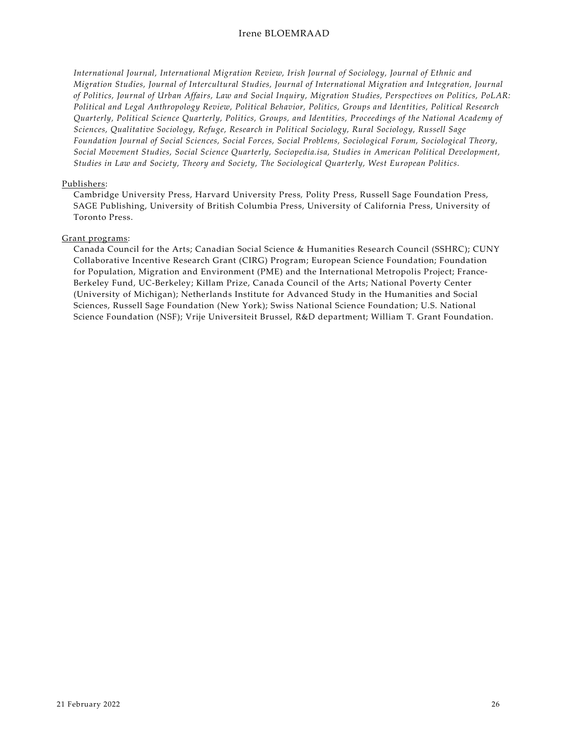*International Journal, International Migration Review, Irish Journal of Sociology, Journal of Ethnic and Migration Studies, Journal of Intercultural Studies, Journal of International Migration and Integration, Journal of Politics, Journal of Urban Affairs, Law and Social Inquiry, Migration Studies, Perspectives on Politics, PoLAR: Political and Legal Anthropology Review, Political Behavior, Politics, Groups and Identities, Political Research Quarterly, Political Science Quarterly, Politics, Groups, and Identities, Proceedings of the National Academy of Sciences, Qualitative Sociology, Refuge, Research in Political Sociology, Rural Sociology, Russell Sage Foundation Journal of Social Sciences, Social Forces, Social Problems, Sociological Forum, Sociological Theory, Social Movement Studies, Social Science Quarterly, Sociopedia.isa, Studies in American Political Development, Studies in Law and Society, Theory and Society, The Sociological Quarterly, West European Politics.*

Publishers:

Cambridge University Press, Harvard University Press, Polity Press, Russell Sage Foundation Press, SAGE Publishing, University of British Columbia Press, University of California Press, University of Toronto Press.

Grant programs:

Canada Council for the Arts; Canadian Social Science & Humanities Research Council (SSHRC); CUNY Collaborative Incentive Research Grant (CIRG) Program; European Science Foundation; Foundation for Population, Migration and Environment (PME) and the International Metropolis Project; France-Berkeley Fund, UC-Berkeley; Killam Prize, Canada Council of the Arts; National Poverty Center (University of Michigan); Netherlands Institute for Advanced Study in the Humanities and Social Sciences, Russell Sage Foundation (New York); Swiss National Science Foundation; U.S. National Science Foundation (NSF); Vrije Universiteit Brussel, R&D department; William T. Grant Foundation.